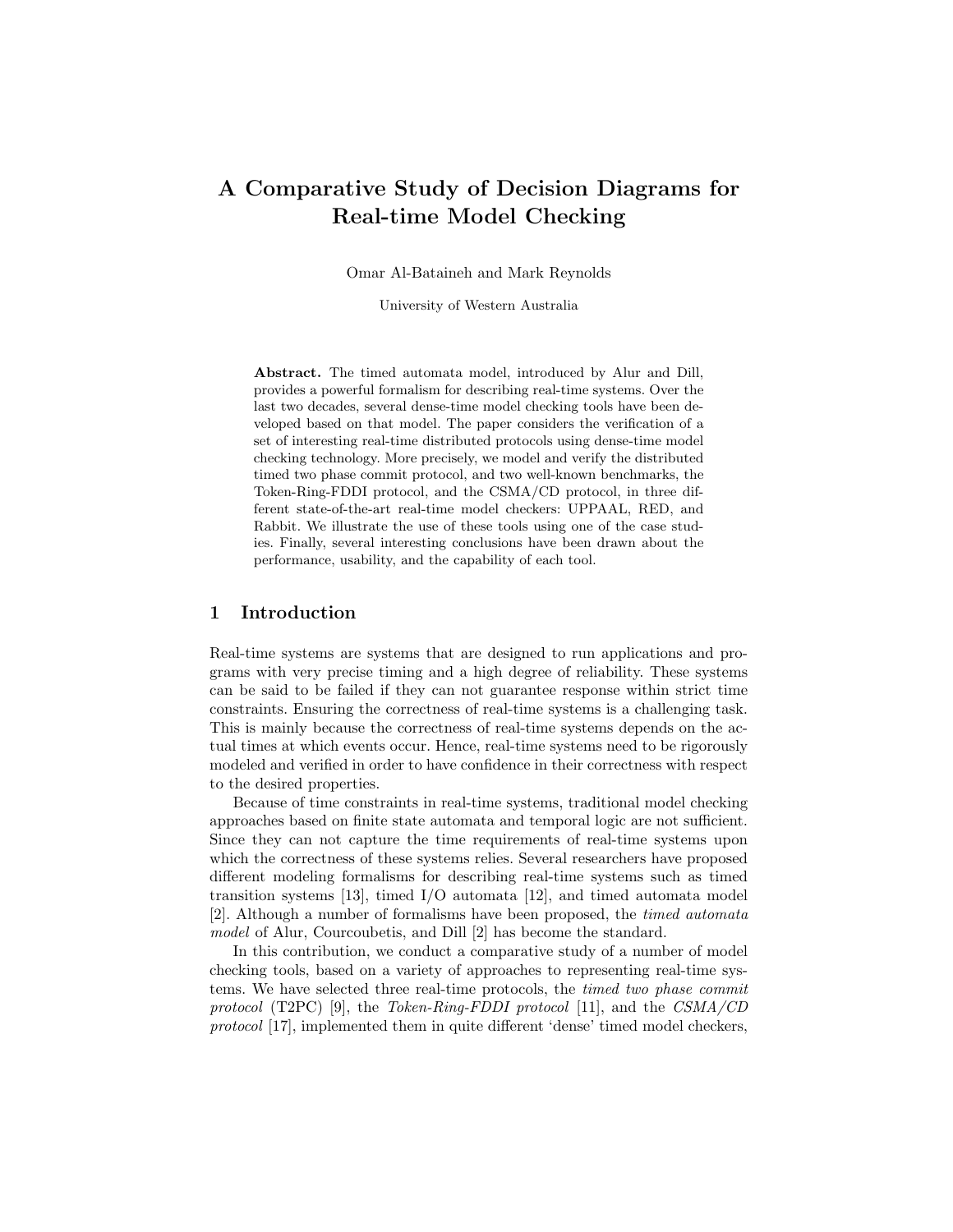# A Comparative Study of Decision Diagrams for Real-time Model Checking

Omar Al-Bataineh and Mark Reynolds

University of Western Australia

**Abstract.** The timed automata model, introduced by Alur and Dill, provides a powerful formalism for describing real-time systems. Over the last two decades, several dense-time model checking tools have been developed based on that model. The paper considers the verification of a set of interesting real-time distributed protocols using dense-time model checking technology. More precisely, we model and verify the distributed timed two phase commit protocol, and two well-known benchmarks, the Token-Ring-FDDI protocol, and the CSMA/CD protocol, in three different state-of-the-art real-time model checkers: UPPAAL, RED, and Rabbit. We illustrate the use of these tools using one of the case studies. Finally, several interesting conclusions have been drawn about the performance, usability, and the capability of each tool.

## 1 Introduction

Real-time systems are systems that are designed to run applications and programs with very precise timing and a high degree of reliability. These systems can be said to be failed if they can not guarantee response within strict time constraints. Ensuring the correctness of real-time systems is a challenging task. This is mainly because the correctness of real-time systems depends on the actual times at which events occur. Hence, real-time systems need to be rigorously modeled and verified in order to have confidence in their correctness with respect to the desired properties.

Because of time constraints in real-time systems, traditional model checking approaches based on finite state automata and temporal logic are not sufficient. Since they can not capture the time requirements of real-time systems upon which the correctness of these systems relies. Several researchers have proposed different modeling formalisms for describing real-time systems such as timed transition systems [13], timed I/O automata [12], and timed automata model [2]. Although a number of formalisms have been proposed, the *timed automata model* of Alur, Courcoubetis, and Dill [2] has become the standard.

In this contribution, we conduct a comparative study of a number of model checking tools, based on a variety of approaches to representing real-time systems. We have selected three real-time protocols, the *timed two phase commit protocol* (T2PC) [9], the *Token-Ring-FDDI protocol* [11], and the *CSMA/CD protocol* [17], implemented them in quite different 'dense' timed model checkers,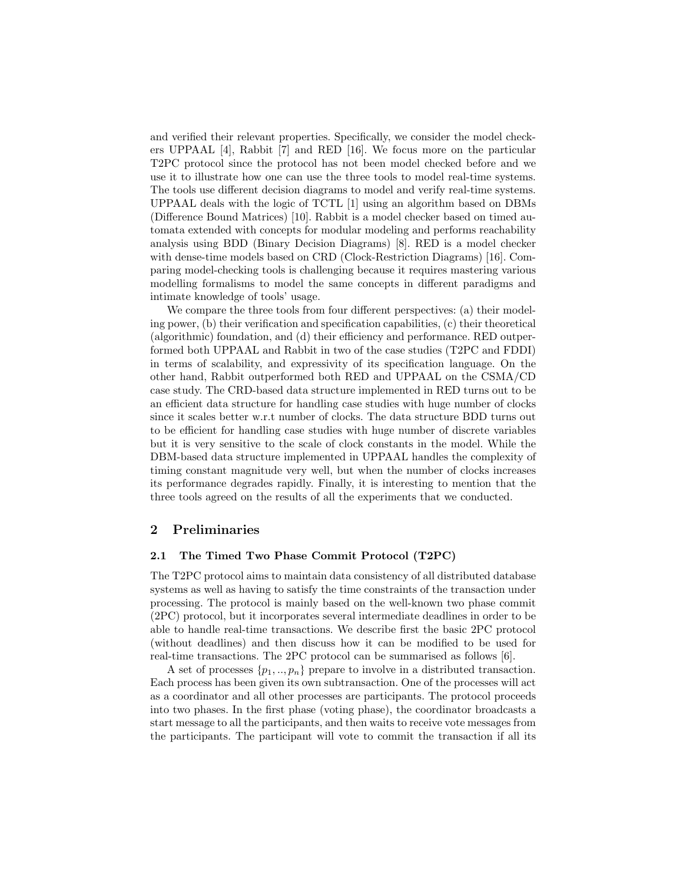and verified their relevant properties. Specifically, we consider the model checkers UPPAAL [4], Rabbit [7] and RED [16]. We focus more on the particular T2PC protocol since the protocol has not been model checked before and we use it to illustrate how one can use the three tools to model real-time systems. The tools use different decision diagrams to model and verify real-time systems. UPPAAL deals with the logic of TCTL [1] using an algorithm based on DBMs (Difference Bound Matrices) [10]. Rabbit is a model checker based on timed automata extended with concepts for modular modeling and performs reachability analysis using BDD (Binary Decision Diagrams) [8]. RED is a model checker with dense-time models based on CRD (Clock-Restriction Diagrams) [16]. Comparing model-checking tools is challenging because it requires mastering various modelling formalisms to model the same concepts in different paradigms and intimate knowledge of tools' usage.

We compare the three tools from four different perspectives: (a) their modeling power, (b) their verification and specification capabilities, (c) their theoretical (algorithmic) foundation, and (d) their efficiency and performance. RED outperformed both UPPAAL and Rabbit in two of the case studies (T2PC and FDDI) in terms of scalability, and expressivity of its specification language. On the other hand, Rabbit outperformed both RED and UPPAAL on the CSMA/CD case study. The CRD-based data structure implemented in RED turns out to be an efficient data structure for handling case studies with huge number of clocks since it scales better w.r.t number of clocks. The data structure BDD turns out to be efficient for handling case studies with huge number of discrete variables but it is very sensitive to the scale of clock constants in the model. While the DBM-based data structure implemented in UPPAAL handles the complexity of timing constant magnitude very well, but when the number of clocks increases its performance degrades rapidly. Finally, it is interesting to mention that the three tools agreed on the results of all the experiments that we conducted.

## 2 Preliminaries

### 2.1 The Timed Two Phase Commit Protocol (T2PC)

The T2PC protocol aims to maintain data consistency of all distributed database systems as well as having to satisfy the time constraints of the transaction under processing. The protocol is mainly based on the well-known two phase commit (2PC) protocol, but it incorporates several intermediate deadlines in order to be able to handle real-time transactions. We describe first the basic 2PC protocol (without deadlines) and then discuss how it can be modified to be used for real-time transactions. The 2PC protocol can be summarised as follows [6].

A set of processes $\{p_1, .., p_n\}$ prepare to involve in a distributed transaction. Each process has been given its own subtransaction. One of the processes will act as a coordinator and all other processes are participants. The protocol proceeds into two phases. In the first phase (voting phase), the coordinator broadcasts a start message to all the participants, and then waits to receive vote messages from the participants. The participant will vote to commit the transaction if all its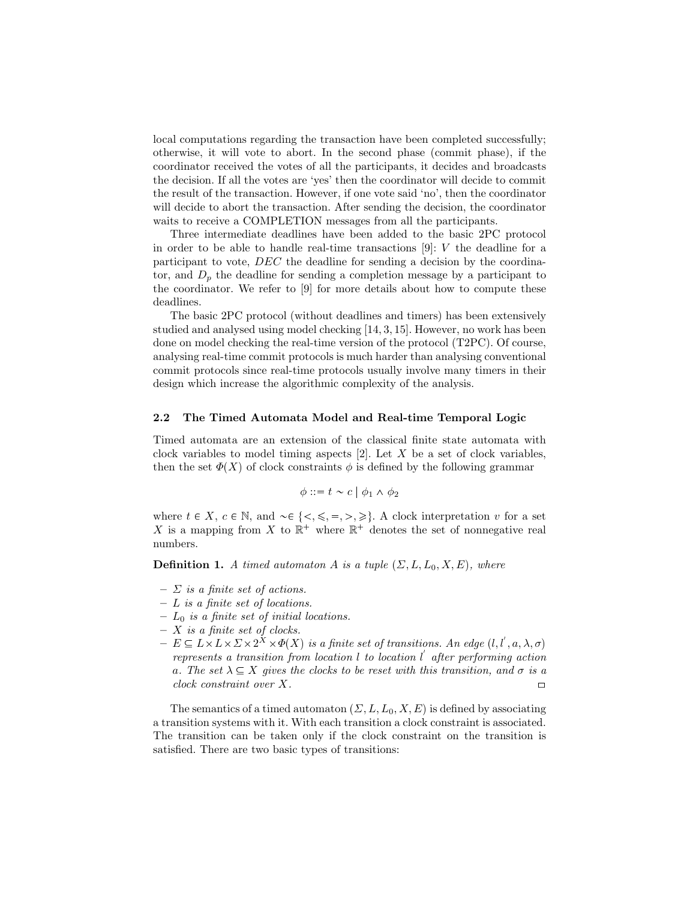local computations regarding the transaction have been completed successfully; otherwise, it will vote to abort. In the second phase (commit phase), if the coordinator received the votes of all the participants, it decides and broadcasts the decision. If all the votes are 'yes' then the coordinator will decide to commit the result of the transaction. However, if one vote said 'no', then the coordinator will decide to abort the transaction. After sending the decision, the coordinator waits to receive a COMPLETION messages from all the participants.

Three intermediate deadlines have been added to the basic 2PC protocol in order to be able to handle real-time transactions [9]: $V$ the deadline for a participant to vote, $DEC$ the deadline for sending a decision by the coordinator, and $D_p$ the deadline for sending a completion message by a participant to the coordinator. We refer to [9] for more details about how to compute these deadlines.

The basic 2PC protocol (without deadlines and timers) has been extensively studied and analysed using model checking [14, 3, 15]. However, no work has been done on model checking the real-time version of the protocol (T2PC). Of course, analysing real-time commit protocols is much harder than analysing conventional commit protocols since real-time protocols usually involve many timers in their design which increase the algorithmic complexity of the analysis.

### 2.2 The Timed Automata Model and Real-time Temporal Logic

Timed automata are an extension of the classical finite state automata with clock variables to model timing aspects [2]. Let $X$ be a set of clock variables, then the set $\Phi(X)$ of clock constraints $\phi$ is defined by the following grammar

$$\phi ::= t \sim c \mid \phi_1 \wedge \phi_2$$

where $t \in X$, $c \in \mathbb{N}$, and $\sim \in \{<, \leqslant, =, >, \geqslant\}$. A clock interpretation $v$ for a set $X$ is a mapping from $X$ to $\mathbb{R}^+$ where $\mathbb{R}^+$ denotes the set of nonnegative real numbers.

**Definition 1.** *A timed automaton $A$ is a tuple $(\Sigma, L, L_0, X, E)$, where*

- *$\Sigma$ is a finite set of actions.*
- *$L$ is a finite set of locations.*
- *$L_0$ is a finite set of initial locations.*
- *$X$ is a finite set of clocks.*
- *$E \subseteq L \times L \times \Sigma \times 2^X \times \Phi(X)$ is a finite set of transitions. An edge $(l, l', a, \lambda, \sigma)$ represents a transition from location $l$ to location $l'$ after performing action $a$. The set $\lambda \subseteq X$ gives the clocks to be reset with this transition, and $\sigma$ is a clock constraint over $X$.* □

The semantics of a timed automaton $(\Sigma, L, L_0, X, E)$ is defined by associating a transition systems with it. With each transition a clock constraint is associated. The transition can be taken only if the clock constraint on the transition is satisfied. There are two basic types of transitions: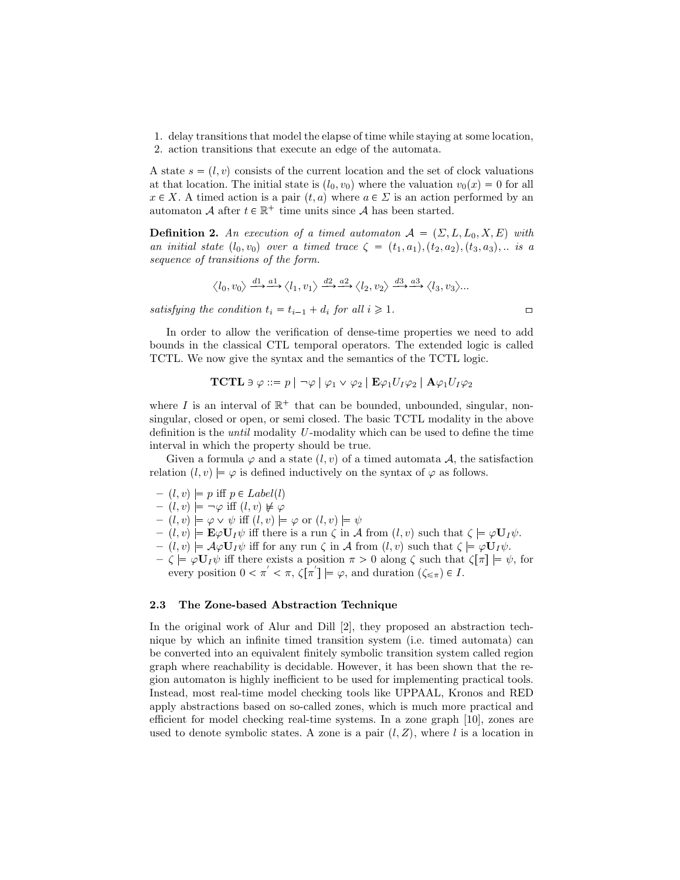1. delay transitions that model the elapse of time while staying at some location,
2. action transitions that execute an edge of the automata.

A state $s = (l, v)$ consists of the current location and the set of clock valuations at that location. The initial state is $(l_0, v_0)$ where the valuation $v_0(x) = 0$ for all $x \in X$. A timed action is a pair $(t, a)$ where $a \in \Sigma$ is an action performed by an automaton $\mathcal{A}$ after $t \in \mathbb{R}^+$ time units since $\mathcal{A}$ has been started.

**Definition 2.** *An execution of a timed automaton $\mathcal{A} = (\Sigma, L, L_0, X, E)$ with an initial state $(l_0, v_0)$ over a timed trace $\zeta = (t_1, a_1), (t_2, a_2), (t_3, a_3), ..$ is a sequence of transitions of the form.*

$$\langle l_0, v_0 \rangle \xrightarrow{d1} \xrightarrow{a1} \langle l_1, v_1 \rangle \xrightarrow{d2} \xrightarrow{a2} \langle l_2, v_2 \rangle \xrightarrow{d3} \xrightarrow{a3} \langle l_3, v_3 \rangle ...$$

*satisfying the condition $t_i = t_{i-1} + d_i$ for all $i \geqslant 1$.* ▭

In order to allow the verification of dense-time properties we need to add bounds in the classical CTL temporal operators. The extended logic is called TCTL. We now give the syntax and the semantics of the TCTL logic.

$$\mathbf{TCTL} \ni \varphi ::= p \mid \neg\varphi \mid \varphi_1 \vee \varphi_2 \mid \mathbf{E}\varphi_1 U_I \varphi_2 \mid \mathbf{A}\varphi_1 U_I \varphi_2$$

where $I$ is an interval of $\mathbb{R}^+$ that can be bounded, unbounded, singular, non-singular, closed or open, or semi closed. The basic TCTL modality in the above definition is the *until* modality $U$-modality which can be used to define the time interval in which the property should be true.

Given a formula $\varphi$ and a state $(l, v)$ of a timed automata $\mathcal{A}$, the satisfaction relation $(l, v) \models \varphi$ is defined inductively on the syntax of $\varphi$ as follows.

- $(l, v) \models p$ iff $p \in Label(l)$
- $(l, v) \models \neg\varphi$ iff $(l, v) \not\models \varphi$
- $(l, v) \models \varphi \vee \psi$ iff $(l, v) \models \varphi$ or $(l, v) \models \psi$
- $(l, v) \models \mathbf{E}\varphi \mathbf{U}_I \psi$ iff there is a run $\zeta$ in $\mathcal{A}$ from $(l, v)$ such that $\zeta \models \varphi \mathbf{U}_I \psi$.
- $(l, v) \models \mathcal{A}\varphi \mathbf{U}_I \psi$ iff for any run $\zeta$ in $\mathcal{A}$ from $(l, v)$ such that $\zeta \models \varphi \mathbf{U}_I \psi$.
- $\zeta \models \varphi \mathbf{U}_I \psi$ iff there exists a position $\pi > 0$ along $\zeta$ such that $\zeta[\pi] \models \psi$, for every position $0 < \pi' < \pi$, $\zeta[\pi'] \models \varphi$, and duration $(\zeta_{\leqslant \pi}) \in I$.

### 2.3 The Zone-based Abstraction Technique

In the original work of Alur and Dill [2], they proposed an abstraction technique by which an infinite timed transition system (i.e. timed automata) can be converted into an equivalent finitely symbolic transition system called region graph where reachability is decidable. However, it has been shown that the region automaton is highly inefficient to be used for implementing practical tools. Instead, most real-time model checking tools like UPPAAL, Kronos and RED apply abstractions based on so-called zones, which is much more practical and efficient for model checking real-time systems. In a zone graph [10], zones are used to denote symbolic states. A zone is a pair $(l, Z)$, where $l$ is a location in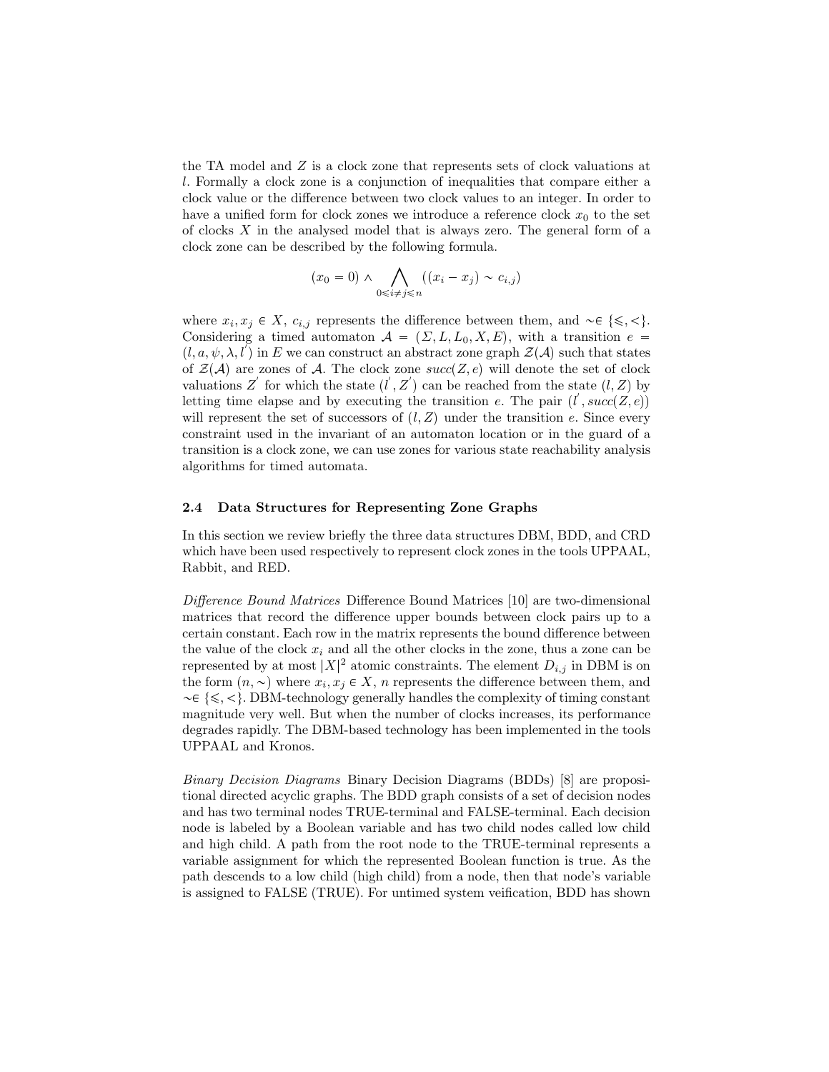the TA model and $Z$ is a clock zone that represents sets of clock valuations at $l$. Formally a clock zone is a conjunction of inequalities that compare either a clock value or the difference between two clock values to an integer. In order to have a unified form for clock zones we introduce a reference clock $x_0$ to the set of clocks $X$ in the analysed model that is always zero. The general form of a clock zone can be described by the following formula.

$$(x_0 = 0) \wedge \bigwedge_{0 \leqslant i \neq j \leqslant n} ((x_i - x_j) \sim c_{i,j})$$

where $x_i, x_j \in X$, $c_{i,j}$ represents the difference between them, and $\sim \in \{\leqslant, <\}$. Considering a timed automaton $\mathcal{A} = (\Sigma, L, L_0, X, E)$, with a transition $e = (l, a, \psi, \lambda, l')$ in $E$ we can construct an abstract zone graph $\mathcal{Z}(\mathcal{A})$ such that states of $\mathcal{Z}(\mathcal{A})$ are zones of $\mathcal{A}$. The clock zone $succ(Z, e)$ will denote the set of clock valuations $Z'$ for which the state $(l', Z')$ can be reached from the state $(l, Z)$ by letting time elapse and by executing the transition $e$. The pair $(l', succ(Z, e))$ will represent the set of successors of $(l, Z)$ under the transition $e$. Since every constraint used in the invariant of an automaton location or in the guard of a transition is a clock zone, we can use zones for various state reachability analysis algorithms for timed automata.

### 2.4 Data Structures for Representing Zone Graphs

In this section we review briefly the three data structures DBM, BDD, and CRD which have been used respectively to represent clock zones in the tools UPPAAL, Rabbit, and RED.

*Difference Bound Matrices* Difference Bound Matrices [10] are two-dimensional matrices that record the difference upper bounds between clock pairs up to a certain constant. Each row in the matrix represents the bound difference between the value of the clock $x_i$ and all the other clocks in the zone, thus a zone can be represented by at most $|X|^2$ atomic constraints. The element $D_{i,j}$ in DBM is on the form $(n, \sim)$ where $x_i, x_j \in X$, $n$ represents the difference between them, and $\sim \in \{\leqslant, <\}$. DBM-technology generally handles the complexity of timing constant magnitude very well. But when the number of clocks increases, its performance degrades rapidly. The DBM-based technology has been implemented in the tools UPPAAL and Kronos.

*Binary Decision Diagrams* Binary Decision Diagrams (BDDs) [8] are propositional directed acyclic graphs. The BDD graph consists of a set of decision nodes and has two terminal nodes TRUE-terminal and FALSE-terminal. Each decision node is labeled by a Boolean variable and has two child nodes called low child and high child. A path from the root node to the TRUE-terminal represents a variable assignment for which the represented Boolean function is true. As the path descends to a low child (high child) from a node, then that node's variable is assigned to FALSE (TRUE). For untimed system veification, BDD has shown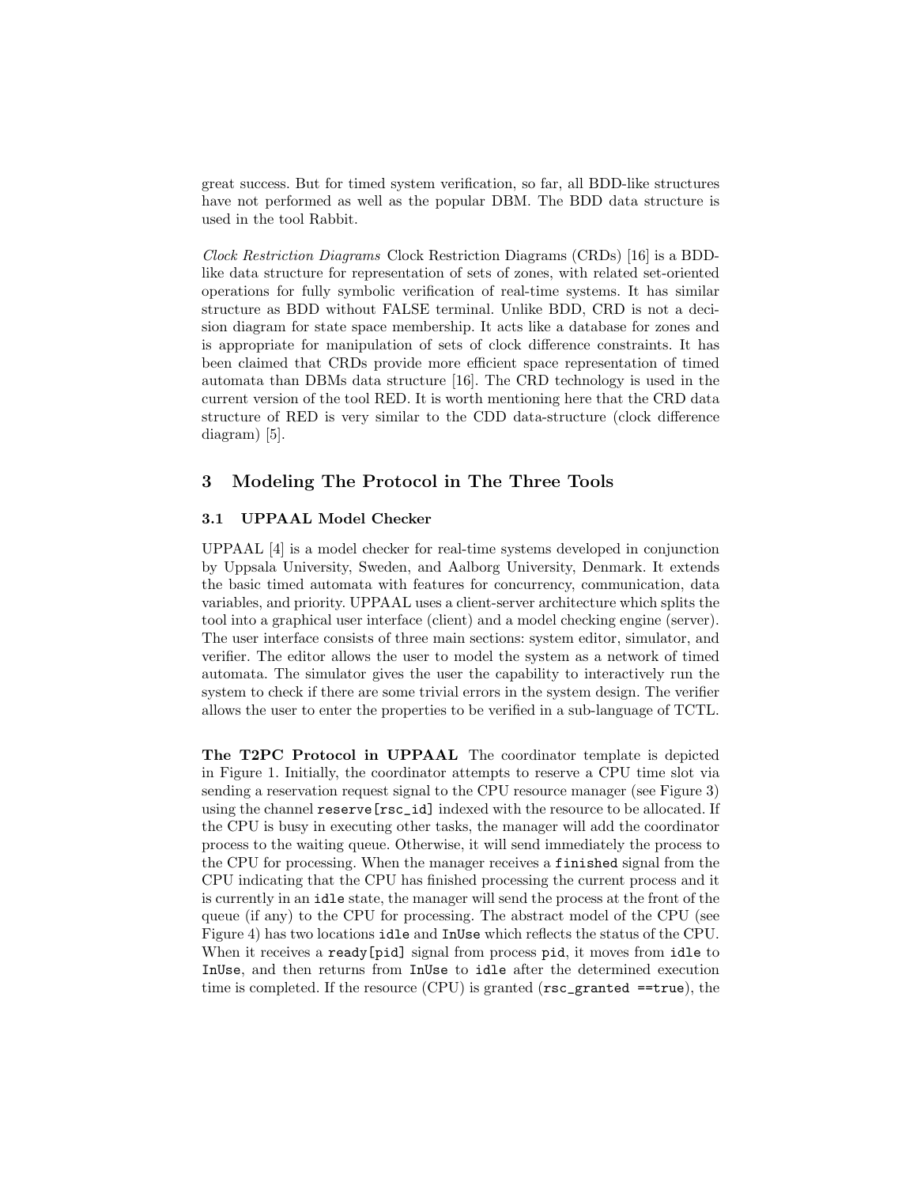great success. But for timed system verification, so far, all BDD-like structures have not performed as well as the popular DBM. The BDD data structure is used in the tool Rabbit.

*Clock Restriction Diagrams* Clock Restriction Diagrams (CRDs) [16] is a BDD-like data structure for representation of sets of zones, with related set-oriented operations for fully symbolic verification of real-time systems. It has similar structure as BDD without FALSE terminal. Unlike BDD, CRD is not a decision diagram for state space membership. It acts like a database for zones and is appropriate for manipulation of sets of clock difference constraints. It has been claimed that CRDs provide more efficient space representation of timed automata than DBMs data structure [16]. The CRD technology is used in the current version of the tool RED. It is worth mentioning here that the CRD data structure of RED is very similar to the CDD data-structure (clock difference diagram) [5].

## 3 Modeling The Protocol in The Three Tools

### 3.1 UPPAAL Model Checker

UPPAAL [4] is a model checker for real-time systems developed in conjunction by Uppsala University, Sweden, and Aalborg University, Denmark. It extends the basic timed automata with features for concurrency, communication, data variables, and priority. UPPAAL uses a client-server architecture which splits the tool into a graphical user interface (client) and a model checking engine (server). The user interface consists of three main sections: system editor, simulator, and verifier. The editor allows the user to model the system as a network of timed automata. The simulator gives the user the capability to interactively run the system to check if there are some trivial errors in the system design. The verifier allows the user to enter the properties to be verified in a sub-language of TCTL.

**The T2PC Protocol in UPPAAL** The coordinator template is depicted in Figure 1. Initially, the coordinator attempts to reserve a CPU time slot via sending a reservation request signal to the CPU resource manager (see Figure 3) using the channel `reserve[rsc_id]` indexed with the resource to be allocated. If the CPU is busy in executing other tasks, the manager will add the coordinator process to the waiting queue. Otherwise, it will send immediately the process to the CPU for processing. When the manager receives a `finished` signal from the CPU indicating that the CPU has finished processing the current process and it is currently in an `idle` state, the manager will send the process at the front of the queue (if any) to the CPU for processing. The abstract model of the CPU (see Figure 4) has two locations `idle` and `InUse` which reflects the status of the CPU. When it receives a `ready[pid]` signal from process `pid`, it moves from `idle` to `InUse`, and then returns from `InUse` to `idle` after the determined execution time is completed. If the resource (CPU) is granted (`rsc_granted ==true`), the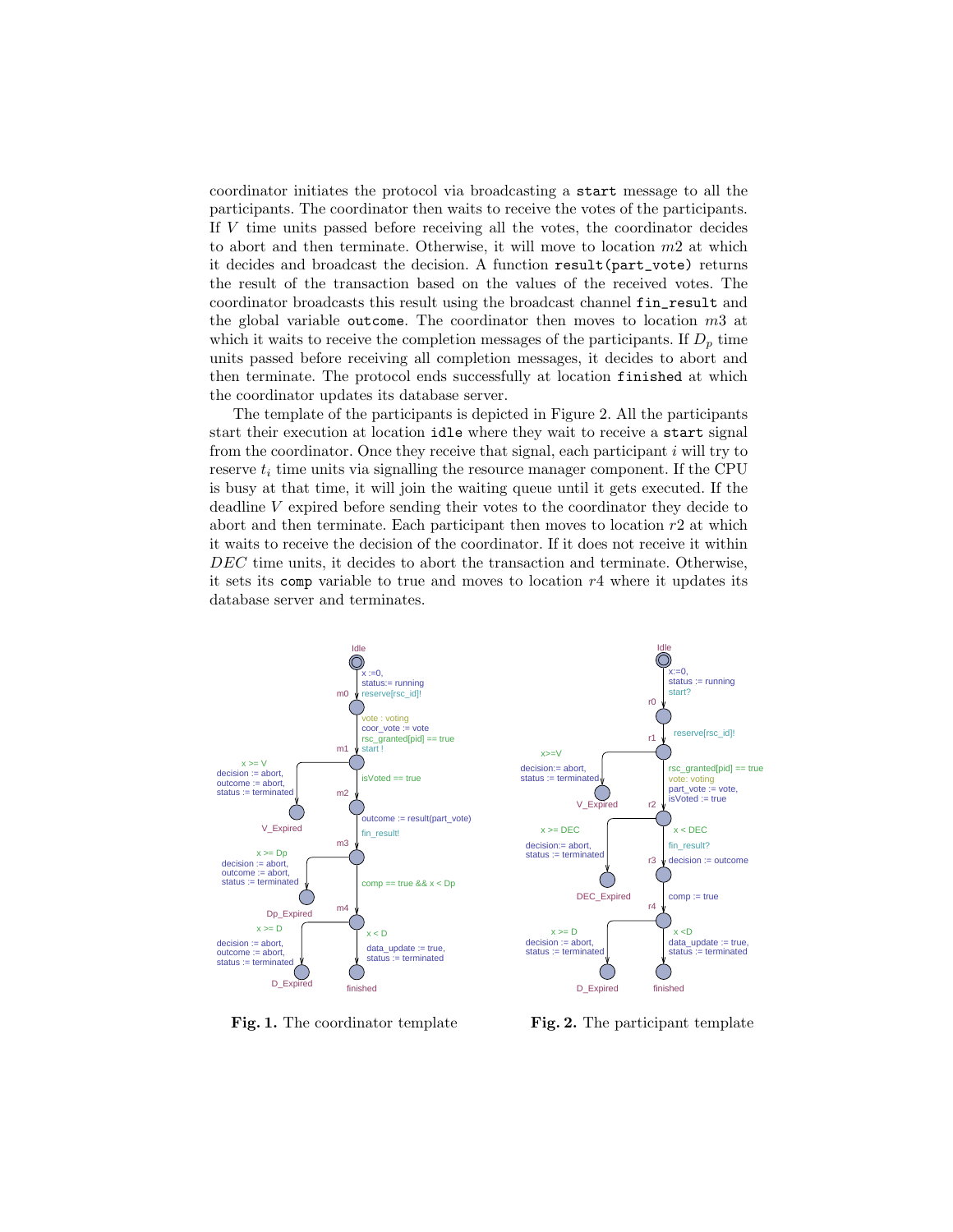coordinator initiates the protocol via broadcasting a `start` message to all the participants. The coordinator then waits to receive the votes of the participants. If $V$ time units passed before receiving all the votes, the coordinator decides to abort and then terminate. Otherwise, it will move to location $m2$ at which it decides and broadcast the decision. A function `result(part_vote)` returns the result of the transaction based on the values of the received votes. The coordinator broadcasts this result using the broadcast channel `fin_result` and the global variable `outcome`. The coordinator then moves to location $m3$ at which it waits to receive the completion messages of the participants. If $D_p$ time units passed before receiving all completion messages, it decides to abort and then terminate. The protocol ends successfully at location `finished` at which the coordinator updates its database server.

The template of the participants is depicted in Figure 2. All the participants start their execution at location `idle` where they wait to receive a `start` signal from the coordinator. Once they receive that signal, each participant $i$ will try to reserve $t_i$ time units via signalling the resource manager component. If the CPU is busy at that time, it will join the waiting queue until it gets executed. If the deadline $V$ expired before sending their votes to the coordinator they decide to abort and then terminate. Each participant then moves to location $r2$ at which it waits to receive the decision of the coordinator. If it does not receive it within $DEC$ time units, it decides to abort the transaction and terminate. Otherwise, it sets its `comp` variable to true and moves to location $r4$ where it updates its database server and terminates.

**Fig. 1.** The coordinator template

**Fig. 2.** The participant template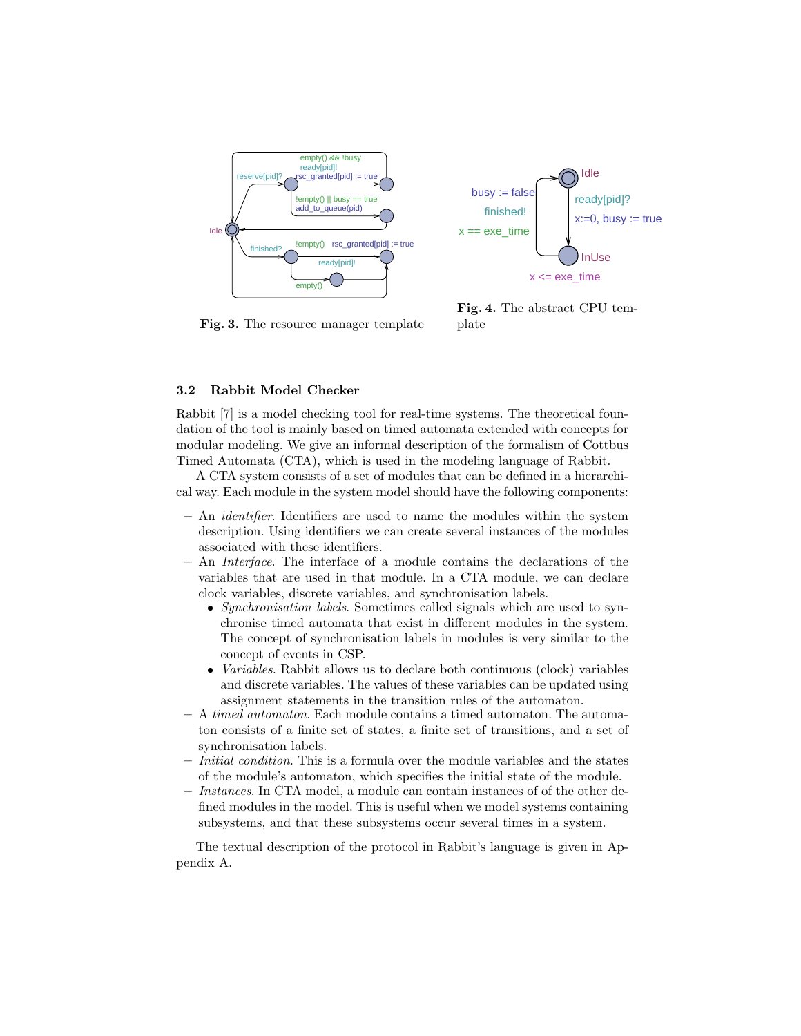Fig. 3. The resource manager template

Fig. 4. The abstract CPU template

### 3.2 Rabbit Model Checker

Rabbit [7] is a model checking tool for real-time systems. The theoretical foundation of the tool is mainly based on timed automata extended with concepts for modular modeling. We give an informal description of the formalism of Cottbus Timed Automata (CTA), which is used in the modeling language of Rabbit.

A CTA system consists of a set of modules that can be defined in a hierarchical way. Each module in the system model should have the following components:

- An *identifier*. Identifiers are used to name the modules within the system description. Using identifiers we can create several instances of the modules associated with these identifiers.
- An *Interface*. The interface of a module contains the declarations of the variables that are used in that module. In a CTA module, we can declare clock variables, discrete variables, and synchronisation labels.
  - *Synchronisation labels*. Sometimes called signals which are used to synchronise timed automata that exist in different modules in the system. The concept of synchronisation labels in modules is very similar to the concept of events in CSP.
  - *Variables*. Rabbit allows us to declare both continuous (clock) variables and discrete variables. The values of these variables can be updated using assignment statements in the transition rules of the automaton.
- A *timed automaton*. Each module contains a timed automaton. The automaton consists of a finite set of states, a finite set of transitions, and a set of synchronisation labels.
- *Initial condition*. This is a formula over the module variables and the states of the module's automaton, which specifies the initial state of the module.
- *Instances*. In CTA model, a module can contain instances of of the other defined modules in the model. This is useful when we model systems containing subsystems, and that these subsystems occur several times in a system.

The textual description of the protocol in Rabbit's language is given in Appendix A.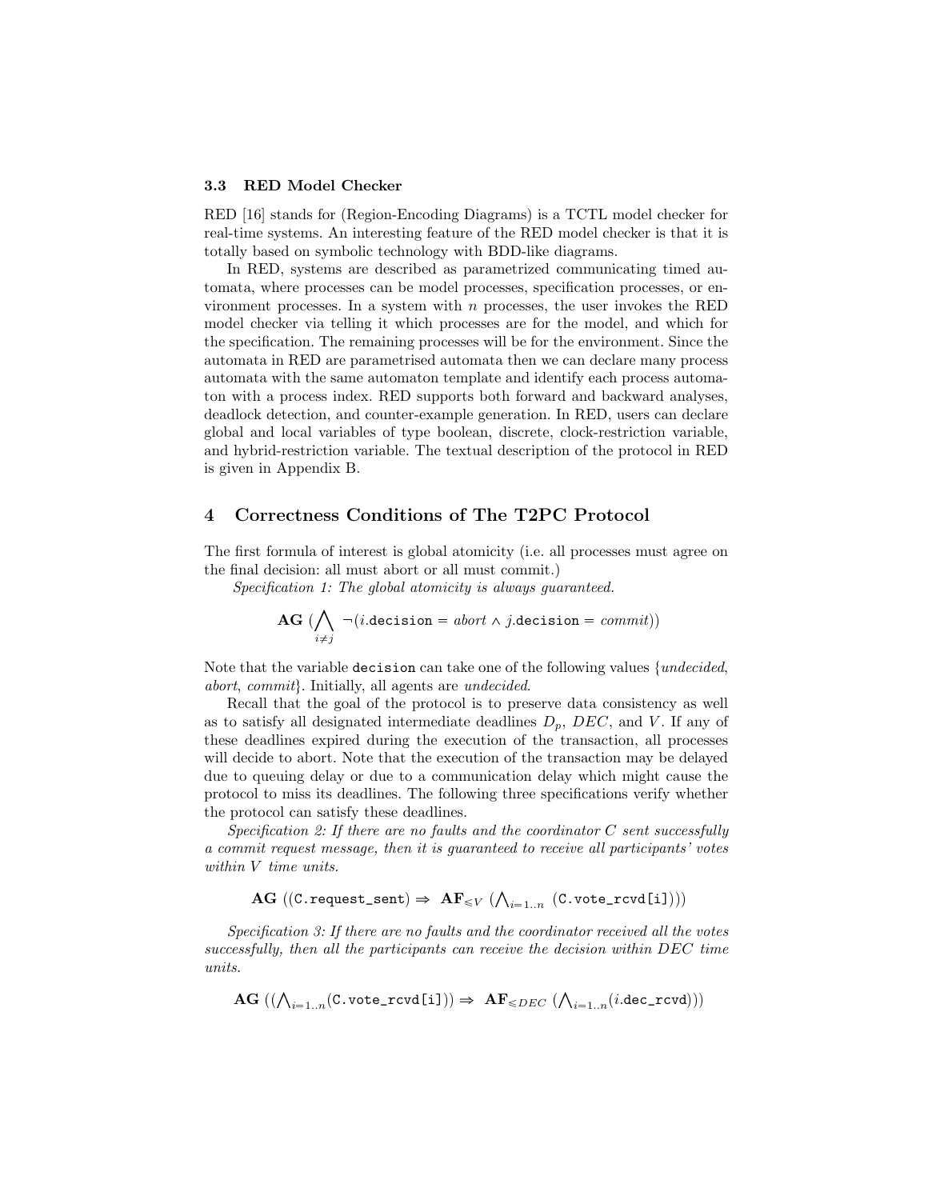### 3.3 RED Model Checker

RED [16] stands for (Region-Encoding Diagrams) is a TCTL model checker for real-time systems. An interesting feature of the RED model checker is that it is totally based on symbolic technology with BDD-like diagrams.

In RED, systems are described as parametrized communicating timed automata, where processes can be model processes, specification processes, or environment processes. In a system with $n$ processes, the user invokes the RED model checker via telling it which processes are for the model, and which for the specification. The remaining processes will be for the environment. Since the automata in RED are parametrised automata then we can declare many process automata with the same automaton template and identify each process automaton with a process index. RED supports both forward and backward analyses, deadlock detection, and counter-example generation. In RED, users can declare global and local variables of type boolean, discrete, clock-restriction variable, and hybrid-restriction variable. The textual description of the protocol in RED is given in Appendix B.

## 4 Correctness Conditions of The T2PC Protocol

The first formula of interest is global atomicity (i.e. all processes must agree on the final decision: all must abort or all must commit.)

*Specification 1: The global atomicity is always guaranteed.*

$$\mathbf{AG}\ (\bigwedge_{i \neq j}\ \neg(i.\texttt{decision} = \mathit{abort} \wedge j.\texttt{decision} = \mathit{commit}))$$

Note that the variable `decision` can take one of the following values {*undecided*, *abort*, *commit*}. Initially, all agents are *undecided*.

Recall that the goal of the protocol is to preserve data consistency as well as to satisfy all designated intermediate deadlines $D_p$, $DEC$, and $V$. If any of these deadlines expired during the execution of the transaction, all processes will decide to abort. Note that the execution of the transaction may be delayed due to queuing delay or due to a communication delay which might cause the protocol to miss its deadlines. The following three specifications verify whether the protocol can satisfy these deadlines.

*Specification 2: If there are no faults and the coordinator $C$ sent successfully a commit request message, then it is guaranteed to receive all participants' votes within $V$ time units.*

$$\mathbf{AG}\ ((\texttt{C.request\_sent}) \Rightarrow\ \mathbf{AF}_{\leqslant V}\ (\bigwedge\nolimits_{i=1..n}\ (\texttt{C.vote\_rcvd[i]})))$$

*Specification 3: If there are no faults and the coordinator received all the votes successfully, then all the participants can receive the decision within $DEC$ time units.*

$$\mathbf{AG}\ ((\bigwedge\nolimits_{i=1..n}(\texttt{C.vote\_rcvd[i]})) \Rightarrow\ \mathbf{AF}_{\leqslant DEC}\ (\bigwedge\nolimits_{i=1..n}(i.\texttt{dec\_rcvd})))$$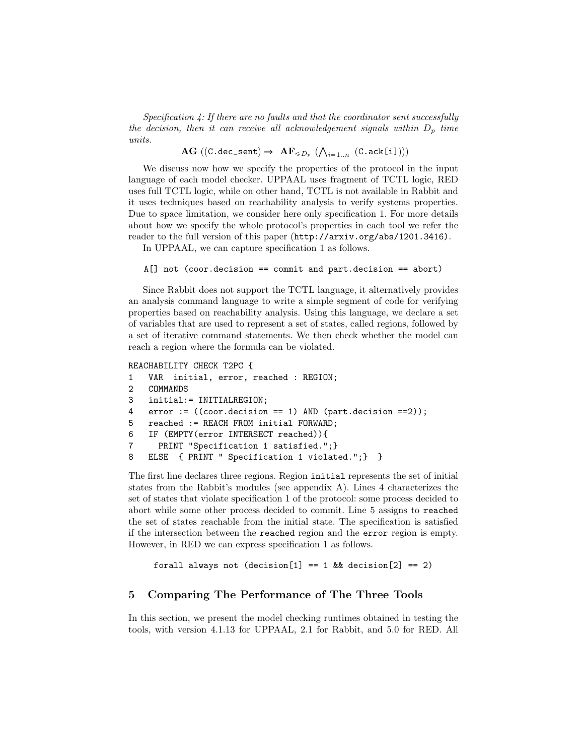*Specification 4: If there are no faults and that the coordinator sent successfully the decision, then it can receive all acknowledgement signals within $D_p$ time units.*

$$\mathbf{AG}\ ((\texttt{C.dec\_sent}) \Rightarrow\ \mathbf{AF}_{\leqslant D_p}\ (\textstyle\bigwedge_{i=1..n}\ (\texttt{C.ack[i]})))$$

We discuss now how we specify the properties of the protocol in the input language of each model checker. UPPAAL uses fragment of TCTL logic, RED uses full TCTL logic, while on other hand, TCTL is not available in Rabbit and it uses techniques based on reachability analysis to verify systems properties. Due to space limitation, we consider here only specification 1. For more details about how we specify the whole protocol's properties in each tool we refer the reader to the full version of this paper (`http://arxiv.org/abs/1201.3416`).

In UPPAAL, we can capture specification 1 as follows.

```
A[] not (coor.decision == commit and part.decision == abort)
```

Since Rabbit does not support the TCTL language, it alternatively provides an analysis command language to write a simple segment of code for verifying properties based on reachability analysis. Using this language, we declare a set of variables that are used to represent a set of states, called regions, followed by a set of iterative command statements. We then check whether the model can reach a region where the formula can be violated.

```
REACHABILITY CHECK T2PC {
1   VAR  initial, error, reached : REGION;
2   COMMANDS
3   initial:= INITIALREGION;
4   error := ((coor.decision == 1) AND (part.decision ==2));
5   reached := REACH FROM initial FORWARD;
6   IF (EMPTY(error INTERSECT reached)){
7     PRINT "Specification 1 satisfied.";}
8   ELSE  { PRINT " Specification 1 violated.";}  }
```

The first line declares three regions. Region `initial` represents the set of initial states from the Rabbit's modules (see appendix A). Lines 4 characterizes the set of states that violate specification 1 of the protocol: some process decided to abort while some other process decided to commit. Line 5 assigns to `reached` the set of states reachable from the initial state. The specification is satisfied if the intersection between the `reached` region and the `error` region is empty. However, in RED we can express specification 1 as follows.

```
forall always not (decision[1] == 1 && decision[2] == 2)
```

## 5 Comparing The Performance of The Three Tools

In this section, we present the model checking runtimes obtained in testing the tools, with version 4.1.13 for UPPAAL, 2.1 for Rabbit, and 5.0 for RED. All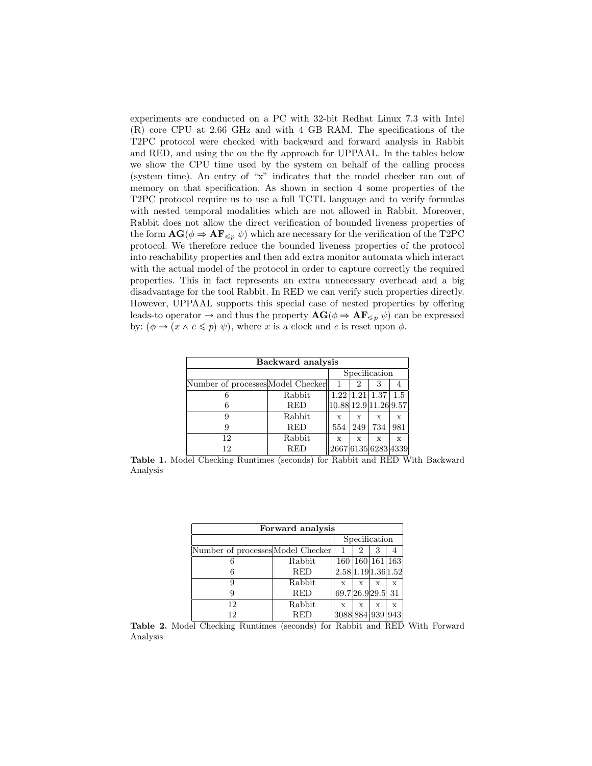experiments are conducted on a PC with 32-bit Redhat Linux 7.3 with Intel (R) core CPU at 2.66 GHz and with 4 GB RAM. The specifications of the T2PC protocol were checked with backward and forward analysis in Rabbit and RED, and using the on the fly approach for UPPAAL. In the tables below we show the CPU time used by the system on behalf of the calling process (system time). An entry of "x" indicates that the model checker ran out of memory on that specification. As shown in section 4 some properties of the T2PC protocol require us to use a full TCTL language and to verify formulas with nested temporal modalities which are not allowed in Rabbit. Moreover, Rabbit does not allow the direct verification of bounded liveness properties of the form $\mathbf{AG}(\phi \Rightarrow \mathbf{AF}_{\leqslant p}\ \psi)$ which are necessary for the verification of the T2PC protocol. We therefore reduce the bounded liveness properties of the protocol into reachability properties and then add extra monitor automata which interact with the actual model of the protocol in order to capture correctly the required properties. This in fact represents an extra unnecessary overhead and a big disadvantage for the tool Rabbit. In RED we can verify such properties directly. However, UPPAAL supports this special case of nested properties by offering leads-to operator $\rightarrow$ and thus the property $\mathbf{AG}(\phi \Rightarrow \mathbf{AF}_{\leqslant p}\ \psi)$ can be expressed by: $(\phi \rightarrow (x \wedge c \leqslant p)\ \psi)$, where $x$ is a clock and $c$ is reset upon $\phi$.

| **Backward analysis** | | | | | |
|---|---|---|---|---|---|
| | | Specification | | | |
| Number of processes | Model Checker | 1 | 2 | 3 | 4 |
| 6 | Rabbit | 1.22 | 1.21 | 1.37 | 1.5 |
| 6 | RED | 10.88 | 12.9 | 11.26 | 9.57 |
| 9 | Rabbit | x | x | x | x |
| 9 | RED | 554 | 249 | 734 | 981 |
| 12 | Rabbit | x | x | x | x |
| 12 | RED | 2667 | 6135 | 6283 | 4339 |

**Table 1.** Model Checking Runtimes (seconds) for Rabbit and RED With Backward Analysis

| **Forward analysis** | | | | | |
|---|---|---|---|---|---|
| | | Specification | | | |
| Number of processes | Model Checker | 1 | 2 | 3 | 4 |
| 6 | Rabbit | 160 | 160 | 161 | 163 |
| 6 | RED | 2.58 | 1.19 | 1.36 | 1.52 |
| 9 | Rabbit | x | x | x | x |
| 9 | RED | 69.7 | 26.9 | 29.5 | 31 |
| 12 | Rabbit | x | x | x | x |
| 12 | RED | 3088 | 884 | 939 | 943 |

**Table 2.** Model Checking Runtimes (seconds) for Rabbit and RED With Forward Analysis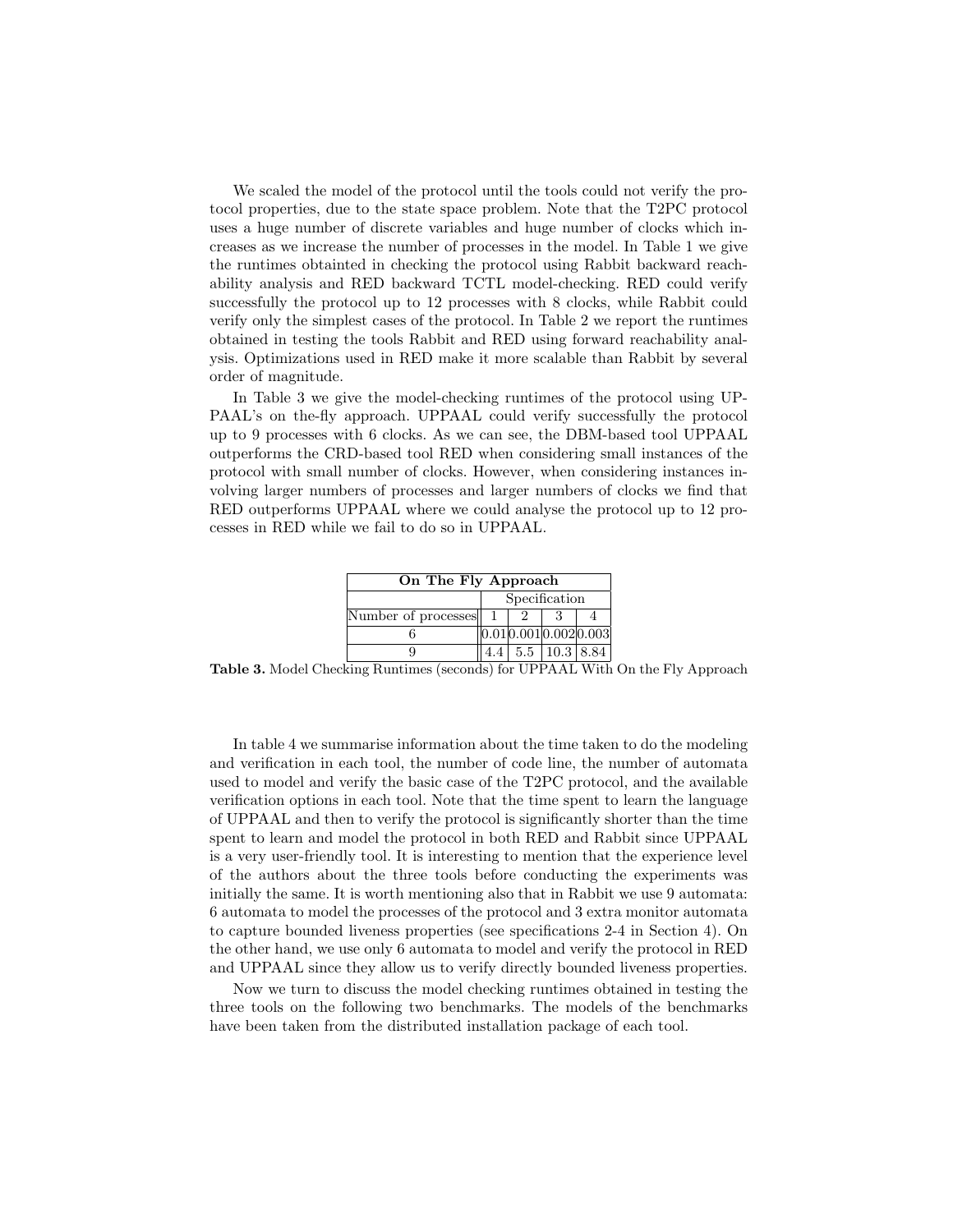We scaled the model of the protocol until the tools could not verify the protocol properties, due to the state space problem. Note that the T2PC protocol uses a huge number of discrete variables and huge number of clocks which increases as we increase the number of processes in the model. In Table 1 we give the runtimes obtainted in checking the protocol using Rabbit backward reachability analysis and RED backward TCTL model-checking. RED could verify successfully the protocol up to 12 processes with 8 clocks, while Rabbit could verify only the simplest cases of the protocol. In Table 2 we report the runtimes obtained in testing the tools Rabbit and RED using forward reachability analysis. Optimizations used in RED make it more scalable than Rabbit by several order of magnitude.

In Table 3 we give the model-checking runtimes of the protocol using UPPAAL's on the-fly approach. UPPAAL could verify successfully the protocol up to 9 processes with 6 clocks. As we can see, the DBM-based tool UPPAAL outperforms the CRD-based tool RED when considering small instances of the protocol with small number of clocks. However, when considering instances involving larger numbers of processes and larger numbers of clocks we find that RED outperforms UPPAAL where we could analyse the protocol up to 12 processes in RED while we fail to do so in UPPAAL.

| **On The Fly Approach** | | | | |
|---|---|---|---|---|
| | Specification | | | |
| Number of processes | 1 | 2 | 3 | 4 |
| 6 | 0.01 | 0.001 | 0.002 | 0.003 |
| 9 | 4.4 | 5.5 | 10.3 | 8.84 |

**Table 3.** Model Checking Runtimes (seconds) for UPPAAL With On the Fly Approach

In table 4 we summarise information about the time taken to do the modeling and verification in each tool, the number of code line, the number of automata used to model and verify the basic case of the T2PC protocol, and the available verification options in each tool. Note that the time spent to learn the language of UPPAAL and then to verify the protocol is significantly shorter than the time spent to learn and model the protocol in both RED and Rabbit since UPPAAL is a very user-friendly tool. It is interesting to mention that the experience level of the authors about the three tools before conducting the experiments was initially the same. It is worth mentioning also that in Rabbit we use 9 automata: 6 automata to model the processes of the protocol and 3 extra monitor automata to capture bounded liveness properties (see specifications 2-4 in Section 4). On the other hand, we use only 6 automata to model and verify the protocol in RED and UPPAAL since they allow us to verify directly bounded liveness properties.

Now we turn to discuss the model checking runtimes obtained in testing the three tools on the following two benchmarks. The models of the benchmarks have been taken from the distributed installation package of each tool.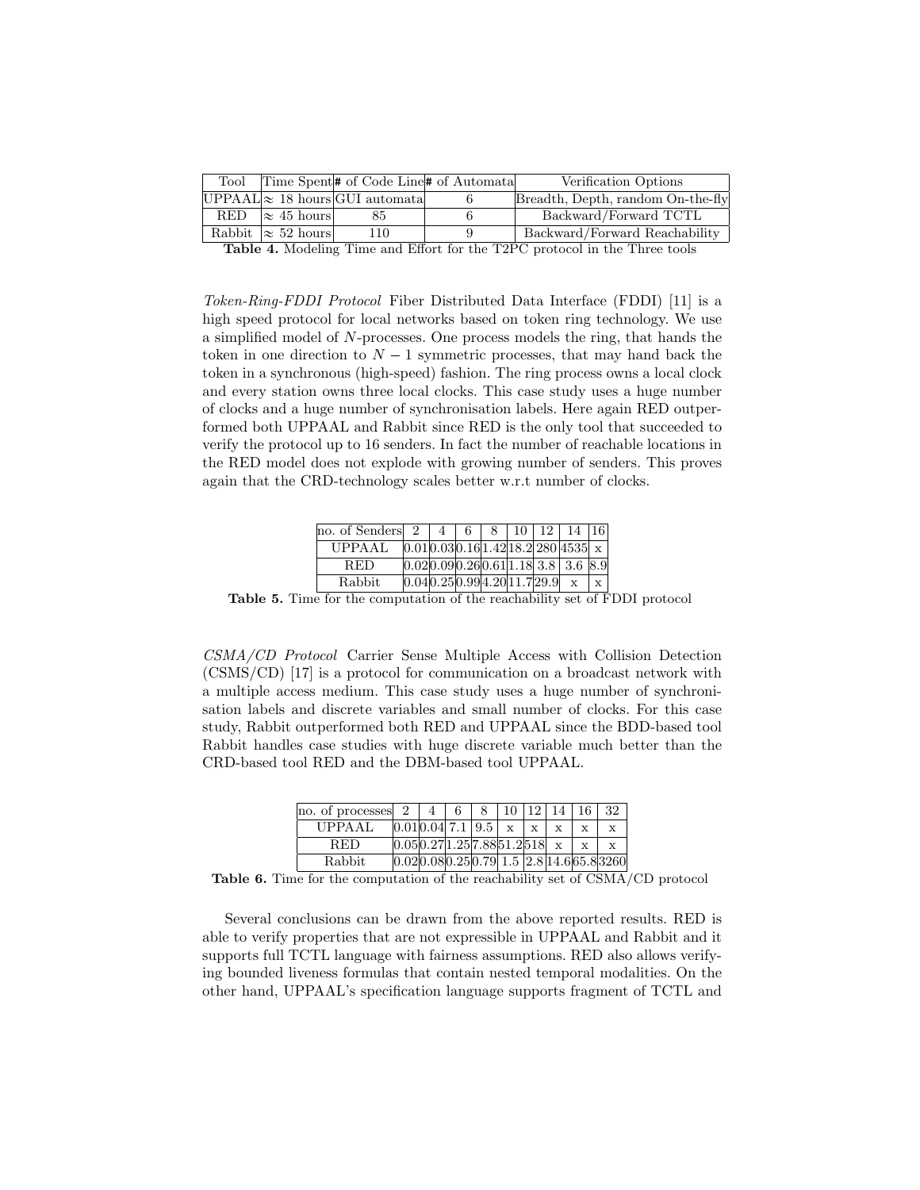| Tool | Time Spent | # of Code Line | # of Automata | Verification Options |
|---|---|---|---|---|
| UPPAAL | $\approx$ 18 hours | GUI automata | 6 | Breadth, Depth, random On-the-fly |
| RED | $\approx$ 45 hours | 85 | 6 | Backward/Forward TCTL |
| Rabbit | $\approx$ 52 hours | 110 | 9 | Backward/Forward Reachability |

**Table 4.** Modeling Time and Effort for the T2PC protocol in the Three tools

*Token-Ring-FDDI Protocol* Fiber Distributed Data Interface (FDDI) [11] is a high speed protocol for local networks based on token ring technology. We use a simplified model of $N$-processes. One process models the ring, that hands the token in one direction to $N-1$ symmetric processes, that may hand back the token in a synchronous (high-speed) fashion. The ring process owns a local clock and every station owns three local clocks. This case study uses a huge number of clocks and a huge number of synchronisation labels. Here again RED outperformed both UPPAAL and Rabbit since RED is the only tool that succeeded to verify the protocol up to 16 senders. In fact the number of reachable locations in the RED model does not explode with growing number of senders. This proves again that the CRD-technology scales better w.r.t number of clocks.

| no. of Senders | 2 | 4 | 6 | 8 | 10 | 12 | 14 | 16 |
|---|---|---|---|---|---|---|---|---|
| UPPAAL | 0.01 | 0.03 | 0.16 | 1.42 | 18.2 | 280 | 4535 | x |
| RED | 0.02 | 0.09 | 0.26 | 0.61 | 1.18 | 3.8 | 3.6 | 8.9 |
| Rabbit | 0.04 | 0.25 | 0.99 | 4.20 | 11.7 | 29.9 | x | x |

**Table 5.** Time for the computation of the reachability set of FDDI protocol

*CSMA/CD Protocol* Carrier Sense Multiple Access with Collision Detection (CSMS/CD) [17] is a protocol for communication on a broadcast network with a multiple access medium. This case study uses a huge number of synchronisation labels and discrete variables and small number of clocks. For this case study, Rabbit outperformed both RED and UPPAAL since the BDD-based tool Rabbit handles case studies with huge discrete variable much better than the CRD-based tool RED and the DBM-based tool UPPAAL.

| no. of processes | 2 | 4 | 6 | 8 | 10 | 12 | 14 | 16 | 32 |
|---|---|---|---|---|---|---|---|---|---|
| UPPAAL | 0.01 | 0.04 | 7.1 | 9.5 | x | x | x | x | x |
| RED | 0.05 | 0.27 | 1.25 | 7.88 | 51.2 | 518 | x | x | x |
| Rabbit | 0.02 | 0.08 | 0.25 | 0.79 | 1.5 | 2.8 | 14.6 | 65.8 | 3260 |

**Table 6.** Time for the computation of the reachability set of CSMA/CD protocol

Several conclusions can be drawn from the above reported results. RED is able to verify properties that are not expressible in UPPAAL and Rabbit and it supports full TCTL language with fairness assumptions. RED also allows verifying bounded liveness formulas that contain nested temporal modalities. On the other hand, UPPAAL's specification language supports fragment of TCTL and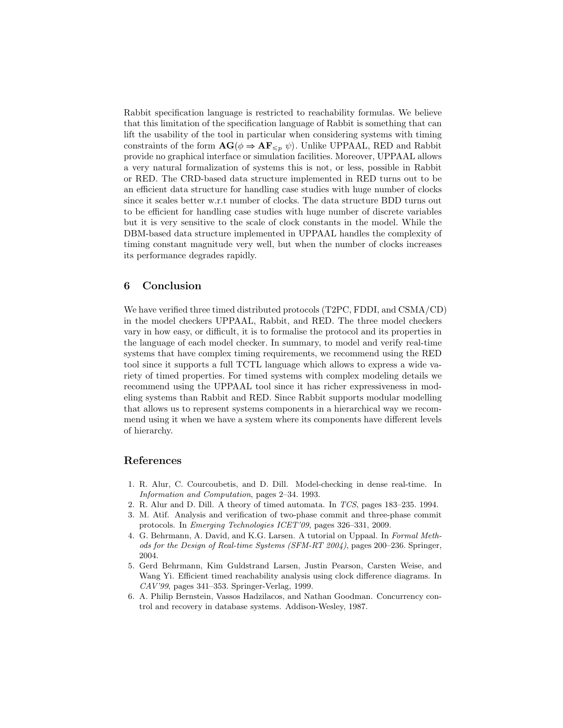Rabbit specification language is restricted to reachability formulas. We believe that this limitation of the specification language of Rabbit is something that can lift the usability of the tool in particular when considering systems with timing constraints of the form $\mathbf{AG}(\phi \Rightarrow \mathbf{AF}_{\leqslant p}\ \psi)$. Unlike UPPAAL, RED and Rabbit provide no graphical interface or simulation facilities. Moreover, UPPAAL allows a very natural formalization of systems this is not, or less, possible in Rabbit or RED. The CRD-based data structure implemented in RED turns out to be an efficient data structure for handling case studies with huge number of clocks since it scales better w.r.t number of clocks. The data structure BDD turns out to be efficient for handling case studies with huge number of discrete variables but it is very sensitive to the scale of clock constants in the model. While the DBM-based data structure implemented in UPPAAL handles the complexity of timing constant magnitude very well, but when the number of clocks increases its performance degrades rapidly.

## 6 Conclusion

We have verified three timed distributed protocols (T2PC, FDDI, and CSMA/CD) in the model checkers UPPAAL, Rabbit, and RED. The three model checkers vary in how easy, or difficult, it is to formalise the protocol and its properties in the language of each model checker. In summary, to model and verify real-time systems that have complex timing requirements, we recommend using the RED tool since it supports a full TCTL language which allows to express a wide variety of timed properties. For timed systems with complex modeling details we recommend using the UPPAAL tool since it has richer expressiveness in modeling systems than Rabbit and RED. Since Rabbit supports modular modelling that allows us to represent systems components in a hierarchical way we recommend using it when we have a system where its components have different levels of hierarchy.

## References

1. R. Alur, C. Courcoubetis, and D. Dill. Model-checking in dense real-time. In *Information and Computation*, pages 2–34. 1993.
2. R. Alur and D. Dill. A theory of timed automata. In *TCS*, pages 183–235. 1994.
3. M. Atif. Analysis and verification of two-phase commit and three-phase commit protocols. In *Emerging Technologies ICET'09*, pages 326–331, 2009.
4. G. Behrmann, A. David, and K.G. Larsen. A tutorial on Uppaal. In *Formal Methods for the Design of Real-time Systems (SFM-RT 2004)*, pages 200–236. Springer, 2004.
5. Gerd Behrmann, Kim Guldstrand Larsen, Justin Pearson, Carsten Weise, and Wang Yi. Efficient timed reachability analysis using clock difference diagrams. In *CAV'99*, pages 341–353. Springer-Verlag, 1999.
6. A. Philip Bernstein, Vassos Hadzilacos, and Nathan Goodman. Concurrency control and recovery in database systems. Addison-Wesley, 1987.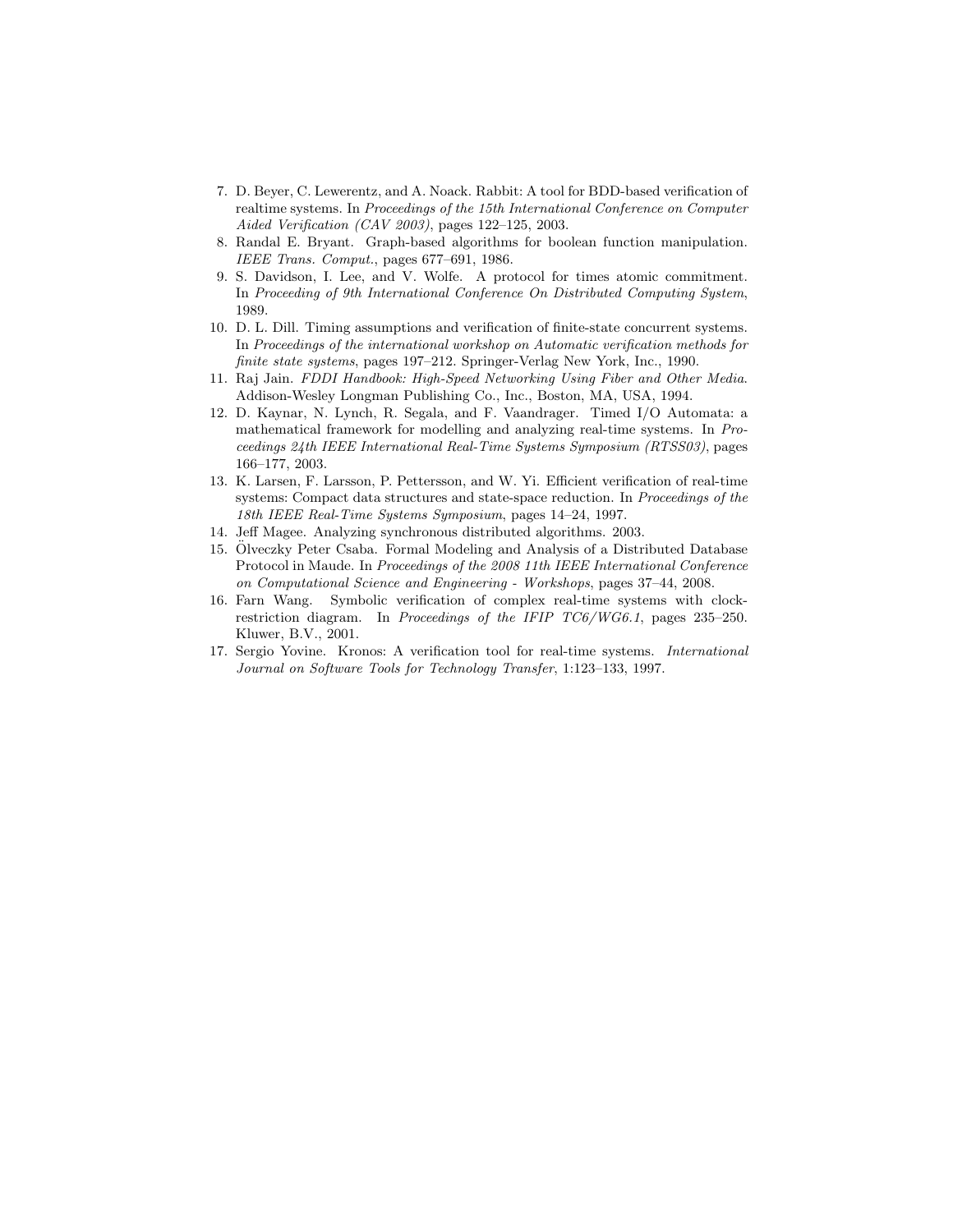7. D. Beyer, C. Lewerentz, and A. Noack. Rabbit: A tool for BDD-based verification of realtime systems. In *Proceedings of the 15th International Conference on Computer Aided Verification (CAV 2003)*, pages 122–125, 2003.
8. Randal E. Bryant. Graph-based algorithms for boolean function manipulation. *IEEE Trans. Comput.*, pages 677–691, 1986.
9. S. Davidson, I. Lee, and V. Wolfe. A protocol for times atomic commitment. In *Proceeding of 9th International Conference On Distributed Computing System*, 1989.
10. D. L. Dill. Timing assumptions and verification of finite-state concurrent systems. In *Proceedings of the international workshop on Automatic verification methods for finite state systems*, pages 197–212. Springer-Verlag New York, Inc., 1990.
11. Raj Jain. *FDDI Handbook: High-Speed Networking Using Fiber and Other Media*. Addison-Wesley Longman Publishing Co., Inc., Boston, MA, USA, 1994.
12. D. Kaynar, N. Lynch, R. Segala, and F. Vaandrager. Timed I/O Automata: a mathematical framework for modelling and analyzing real-time systems. In *Proceedings 24th IEEE International Real-Time Systems Symposium (RTSS03)*, pages 166–177, 2003.
13. K. Larsen, F. Larsson, P. Pettersson, and W. Yi. Efficient verification of real-time systems: Compact data structures and state-space reduction. In *Proceedings of the 18th IEEE Real-Time Systems Symposium*, pages 14–24, 1997.
14. Jeff Magee. Analyzing synchronous distributed algorithms. 2003.
15. Ölveczky Peter Csaba. Formal Modeling and Analysis of a Distributed Database Protocol in Maude. In *Proceedings of the 2008 11th IEEE International Conference on Computational Science and Engineering - Workshops*, pages 37–44, 2008.
16. Farn Wang. Symbolic verification of complex real-time systems with clock-restriction diagram. In *Proceedings of the IFIP TC6/WG6.1*, pages 235–250. Kluwer, B.V., 2001.
17. Sergio Yovine. Kronos: A verification tool for real-time systems. *International Journal on Software Tools for Technology Transfer*, 1:123–133, 1997.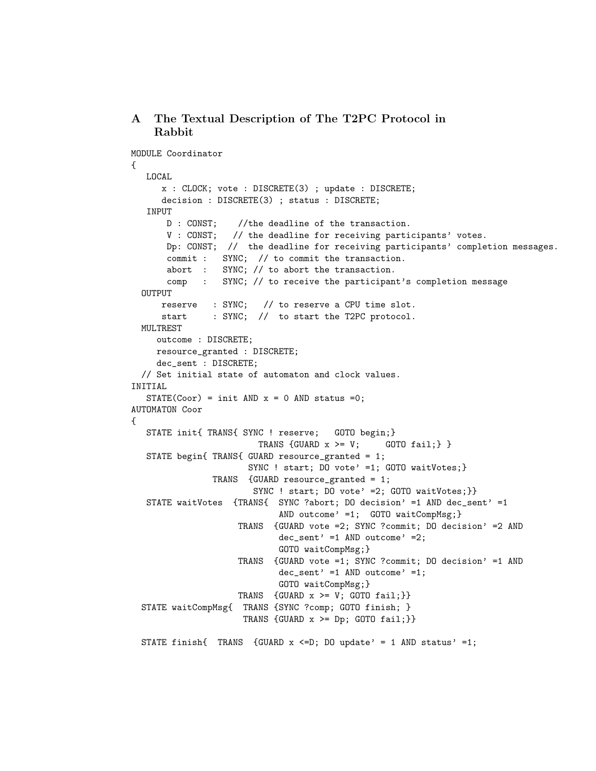## A The Textual Description of The T2PC Protocol in Rabbit

```
MODULE Coordinator
{
   LOCAL
      x : CLOCK; vote : DISCRETE(3) ; update : DISCRETE;
      decision : DISCRETE(3) ; status : DISCRETE;
   INPUT
       D : CONST;    //the deadline of the transaction.
       V : CONST;   // the deadline for receiving participants' votes.
       Dp: CONST;  //  the deadline for receiving participants' completion messages.
       commit :   SYNC;  // to commit the transaction.
       abort  :   SYNC; // to abort the transaction.
       comp   :   SYNC; // to receive the participant's completion message
  OUTPUT
      reserve   : SYNC;   // to reserve a CPU time slot.
      start     : SYNC;  //  to start the T2PC protocol.
  MULTREST
     outcome : DISCRETE;
     resource_granted : DISCRETE;
     dec_sent : DISCRETE;
  // Set initial state of automaton and clock values.
INITIAL
   STATE(Coor) = init AND x = 0 AND status =0;
AUTOMATON Coor
{
   STATE init{ TRANS{ SYNC ! reserve;   GOTO begin;}
                        TRANS {GUARD x >= V;     GOTO fail;} }
   STATE begin{ TRANS{ GUARD resource_granted = 1;
                      SYNC ! start; DO vote' =1; GOTO waitVotes;}
               TRANS  {GUARD resource_granted = 1;
                       SYNC ! start; DO vote' =2; GOTO waitVotes;}}
   STATE waitVotes  {TRANS{  SYNC ?abort; DO decision' =1 AND dec_sent' =1
                             AND outcome' =1;  GOTO waitCompMsg;}
                    TRANS  {GUARD vote =2; SYNC ?commit; DO decision' =2 AND
                             dec_sent' =1 AND outcome' =2;
                             GOTO waitCompMsg;}
                    TRANS  {GUARD vote =1; SYNC ?commit; DO decision' =1 AND
                             dec_sent' =1 AND outcome' =1;
                             GOTO waitCompMsg;}
                    TRANS  {GUARD x >= V; GOTO fail;}}
  STATE waitCompMsg{  TRANS {SYNC ?comp; GOTO finish; }
                     TRANS {GUARD x >= Dp; GOTO fail;}}

  STATE finish{  TRANS  {GUARD x <=D; DO update' = 1 AND status' =1;
```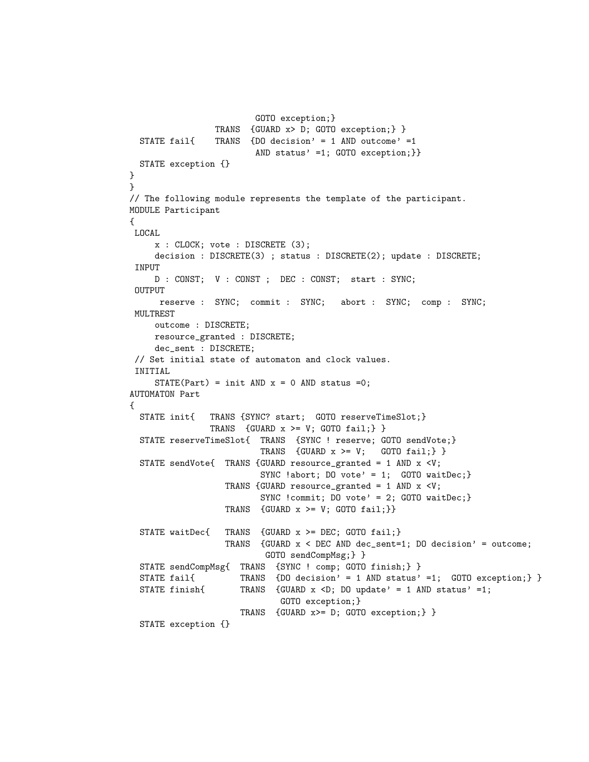```
                         GOTO exception;}
                 TRANS  {GUARD x> D; GOTO exception;} }
  STATE fail{    TRANS  {DO decision' = 1 AND outcome' =1
                         AND status' =1; GOTO exception;}}
  STATE exception {}
}
}
// The following module represents the template of the participant.
MODULE Participant
{
 LOCAL
     x : CLOCK; vote : DISCRETE (3);
     decision : DISCRETE(3) ; status : DISCRETE(2); update : DISCRETE;
 INPUT
     D : CONST;  V : CONST ;  DEC : CONST;  start : SYNC;
 OUTPUT
      reserve :  SYNC;  commit :  SYNC;   abort :  SYNC;  comp :  SYNC;
 MULTREST
     outcome : DISCRETE;
     resource_granted : DISCRETE;
     dec_sent : DISCRETE;
 // Set initial state of automaton and clock values.
 INITIAL
     STATE(Part) = init AND x = 0 AND status =0;
AUTOMATON Part
{
  STATE init{   TRANS {SYNC? start;  GOTO reserveTimeSlot;}
                TRANS  {GUARD x >= V; GOTO fail;} }
  STATE reserveTimeSlot{  TRANS  {SYNC ! reserve; GOTO sendVote;}
                          TRANS  {GUARD x >= V;   GOTO fail;} }
  STATE sendVote{  TRANS {GUARD resource_granted = 1 AND x <V;
                          SYNC !abort; DO vote' = 1;  GOTO waitDec;}
                   TRANS {GUARD resource_granted = 1 AND x <V;
                          SYNC !commit; DO vote' = 2; GOTO waitDec;}
                   TRANS  {GUARD x >= V; GOTO fail;}}

  STATE waitDec{   TRANS  {GUARD x >= DEC; GOTO fail;}
                   TRANS  {GUARD x < DEC AND dec_sent=1; DO decision' = outcome;
                           GOTO sendCompMsg;} }
  STATE sendCompMsg{  TRANS  {SYNC ! comp; GOTO finish;} }
  STATE fail{         TRANS  {DO decision' = 1 AND status' =1;  GOTO exception;} }
  STATE finish{       TRANS  {GUARD x <D; DO update' = 1 AND status' =1;
                              GOTO exception;}
                      TRANS  {GUARD x>= D; GOTO exception;} }
  STATE exception {}
```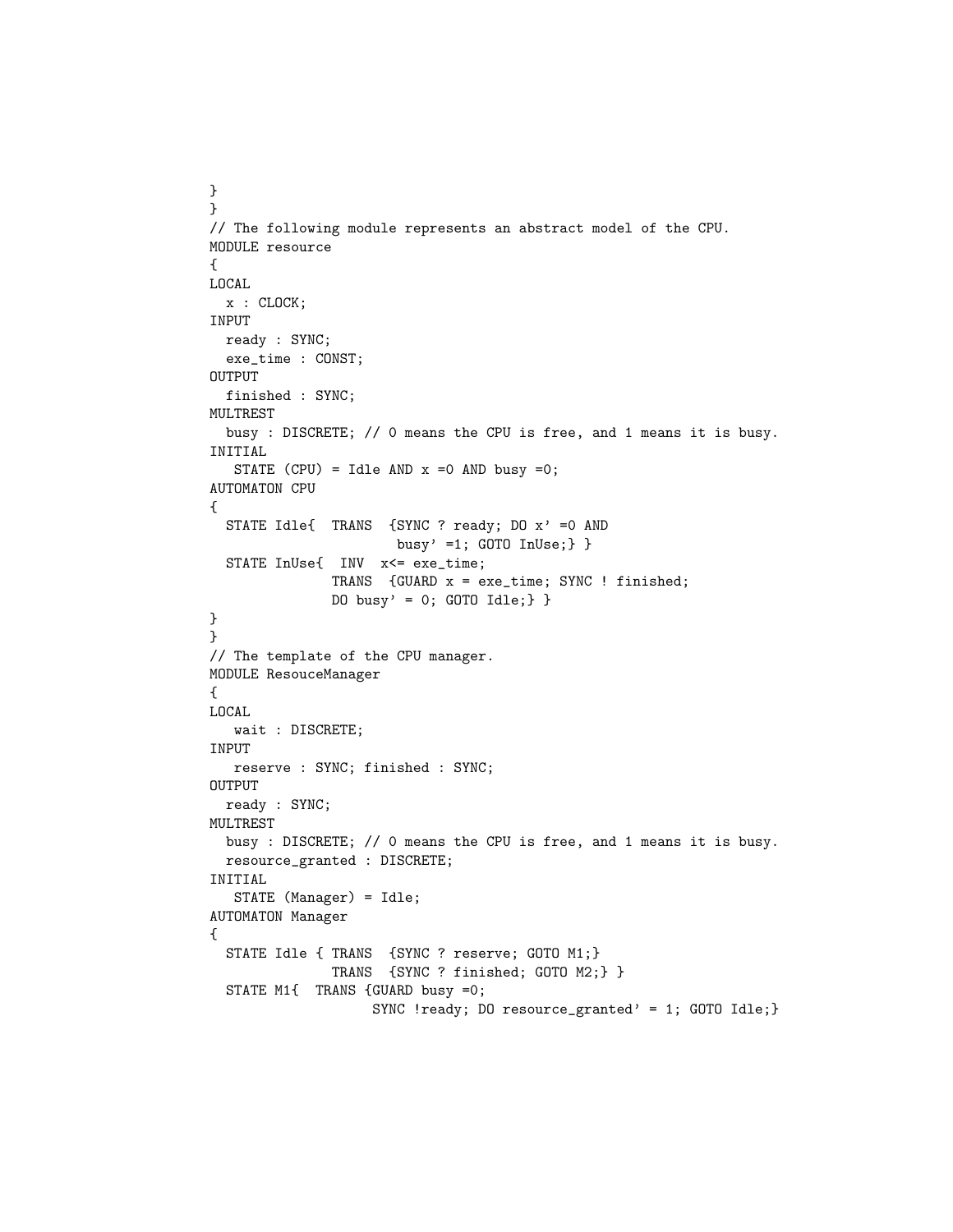```
}
}
// The following module represents an abstract model of the CPU.
MODULE resource
{
LOCAL
  x : CLOCK;
INPUT
  ready : SYNC;
  exe_time : CONST;
OUTPUT
  finished : SYNC;
MULTREST
  busy : DISCRETE; // 0 means the CPU is free, and 1 means it is busy.
INITIAL
   STATE (CPU) = Idle AND x =0 AND busy =0;
AUTOMATON CPU
{
  STATE Idle{  TRANS  {SYNC ? ready; DO x' =0 AND
                     busy' =1; GOTO InUse;} }
  STATE InUse{  INV  x<= exe_time;
              TRANS  {GUARD x = exe_time; SYNC ! finished;
              DO busy' = 0; GOTO Idle;} }
}
}
// The template of the CPU manager.
MODULE ResouceManager
{
LOCAL
   wait : DISCRETE;
INPUT
   reserve : SYNC; finished : SYNC;
OUTPUT
  ready : SYNC;
MULTREST
  busy : DISCRETE; // 0 means the CPU is free, and 1 means it is busy.
  resource_granted : DISCRETE;
INITIAL
   STATE (Manager) = Idle;
AUTOMATON Manager
{
  STATE Idle { TRANS  {SYNC ? reserve; GOTO M1;}
              TRANS  {SYNC ? finished; GOTO M2;} }
  STATE M1{  TRANS {GUARD busy =0;
                  SYNC !ready; DO resource_granted' = 1; GOTO Idle;}
```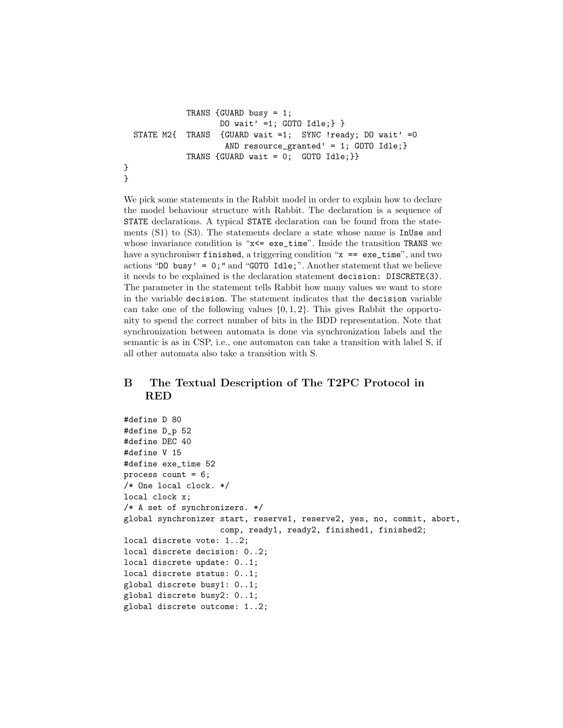```
            TRANS {GUARD busy = 1;
                   DO wait' =1; GOTO Idle;} }
  STATE M2{  TRANS  {GUARD wait =1;  SYNC !ready; DO wait' =0
                    AND resource_granted' = 1; GOTO Idle;}
            TRANS {GUARD wait = 0;  GOTO Idle;}}
}
}
```

We pick some statements in the Rabbit model in order to explain how to declare the model behaviour structure with Rabbit. The declaration is a sequence of `STATE` declarations. A typical `STATE` declaration can be found from the statements (S1) to (S3). The statements declare a state whose name is `InUse` and whose invariance condition is "`x<= exe_time`". Inside the transition `TRANS` we have a synchroniser `finished`, a triggering condition "`x == exe_time`", and two actions "`DO busy' = 0;`" and "`GOTO Idle;`". Another statement that we believe it needs to be explained is the declaration statement `decision: DISCRETE(3)`. The parameter in the statement tells Rabbit how many values we want to store in the variable `decision`. The statement indicates that the `decision` variable can take one of the following values $\{0, 1, 2\}$. This gives Rabbit the opportunity to spend the correct number of bits in the BDD representation. Note that synchronization between automata is done via synchronization labels and the semantic is as in CSP, i.e., one automaton can take a transition with label S, if all other automata also take a transition with S.

## B The Textual Description of The T2PC Protocol in RED

```
#define D 80
#define D_p 52
#define DEC 40
#define V 15
#define exe_time 52
process count = 6;
/* One local clock. */
local clock x;
/* A set of synchronizers. */
global synchronizer start, reserve1, reserve2, yes, no, commit, abort,
                    comp, ready1, ready2, finished1, finished2;
local discrete vote: 1..2;
local discrete decision: 0..2;
local discrete update: 0..1;
local discrete status: 0..1;
global discrete busy1: 0..1;
global discrete busy2: 0..1;
global discrete outcome: 1..2;
```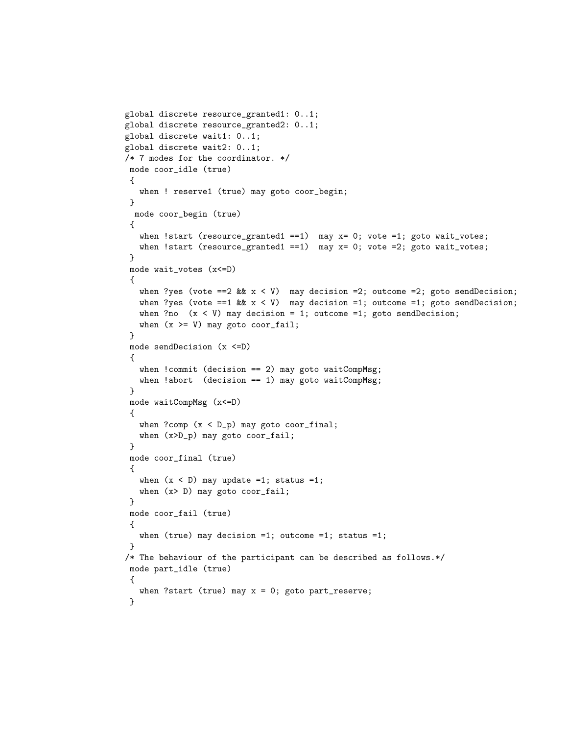```
global discrete resource_granted1: 0..1;
global discrete resource_granted2: 0..1;
global discrete wait1: 0..1;
global discrete wait2: 0..1;
/* 7 modes for the coordinator. */
 mode coor_idle (true)
 {
   when ! reserve1 (true) may goto coor_begin;
 }
  mode coor_begin (true)
 {
   when !start (resource_granted1 ==1)  may x= 0; vote =1; goto wait_votes;
   when !start (resource_granted1 ==1)  may x= 0; vote =2; goto wait_votes;
 }
 mode wait_votes (x<=D)
 {
   when ?yes (vote ==2 && x < V)  may decision =2; outcome =2; goto sendDecision;
   when ?yes (vote ==1 && x < V)  may decision =1; outcome =1; goto sendDecision;
   when ?no  (x < V) may decision = 1; outcome =1; goto sendDecision;
   when (x >= V) may goto coor_fail;
 }
 mode sendDecision (x <=D)
 {
   when !commit (decision == 2) may goto waitCompMsg;
   when !abort  (decision == 1) may goto waitCompMsg;
 }
 mode waitCompMsg (x<=D)
 {
   when ?comp (x < D_p) may goto coor_final;
   when (x>D_p) may goto coor_fail;
 }
 mode coor_final (true)
 {
   when (x < D) may update =1; status =1;
   when (x> D) may goto coor_fail;
 }
 mode coor_fail (true)
 {
   when (true) may decision =1; outcome =1; status =1;
 }
/* The behaviour of the participant can be described as follows.*/
 mode part_idle (true)
 {
   when ?start (true) may x = 0; goto part_reserve;
 }
```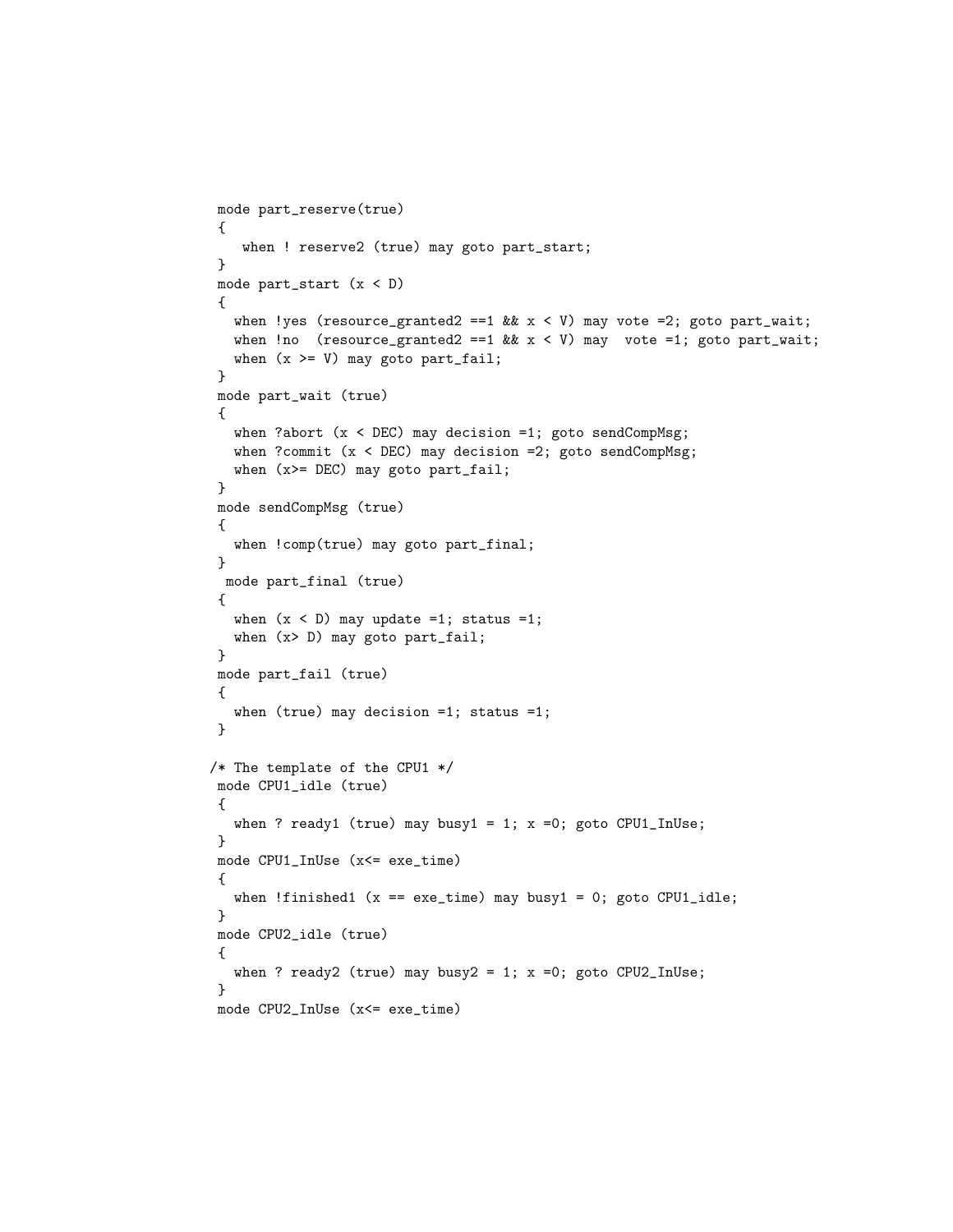```
mode part_reserve(true)
{
   when ! reserve2 (true) may goto part_start;
}
mode part_start (x < D)
{
  when !yes (resource_granted2 ==1 && x < V) may vote =2; goto part_wait;
  when !no  (resource_granted2 ==1 && x < V) may  vote =1; goto part_wait;
  when (x >= V) may goto part_fail;
}
mode part_wait (true)
{
  when ?abort (x < DEC) may decision =1; goto sendCompMsg;
  when ?commit (x < DEC) may decision =2; goto sendCompMsg;
  when (x>= DEC) may goto part_fail;
}
mode sendCompMsg (true)
{
  when !comp(true) may goto part_final;
}
 mode part_final (true)
{
  when (x < D) may update =1; status =1;
  when (x> D) may goto part_fail;
}
mode part_fail (true)
{
  when (true) may decision =1; status =1;
}

/* The template of the CPU1 */
mode CPU1_idle (true)
{
  when ? ready1 (true) may busy1 = 1; x =0; goto CPU1_InUse;
}
mode CPU1_InUse (x<= exe_time)
{
  when !finished1 (x == exe_time) may busy1 = 0; goto CPU1_idle;
}
mode CPU2_idle (true)
{
  when ? ready2 (true) may busy2 = 1; x =0; goto CPU2_InUse;
}
mode CPU2_InUse (x<= exe_time)
```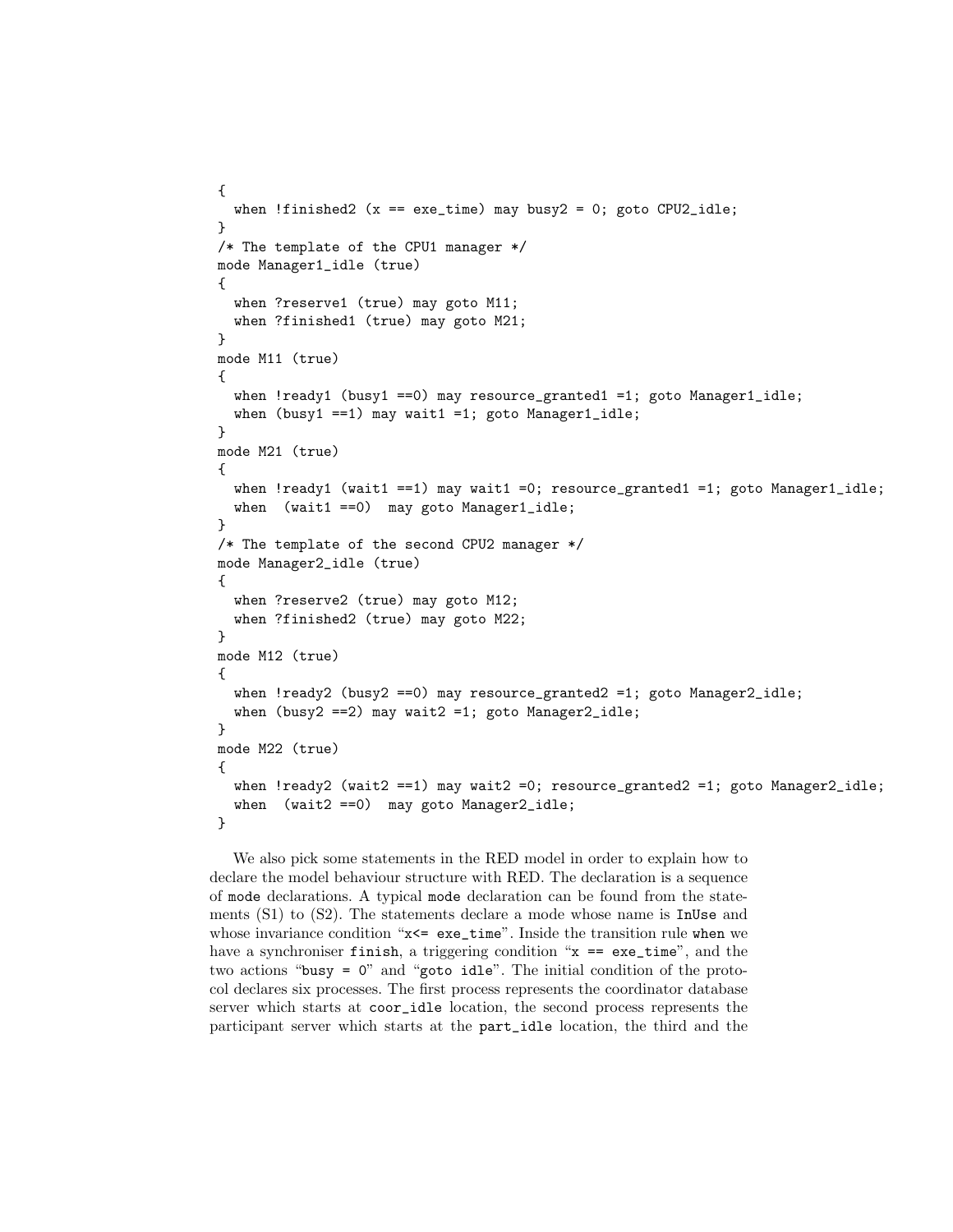```
{
  when !finished2 (x == exe_time) may busy2 = 0; goto CPU2_idle;
}
/* The template of the CPU1 manager */
mode Manager1_idle (true)
{
  when ?reserve1 (true) may goto M11;
  when ?finished1 (true) may goto M21;
}
mode M11 (true)
{
  when !ready1 (busy1 ==0) may resource_granted1 =1; goto Manager1_idle;
  when (busy1 ==1) may wait1 =1; goto Manager1_idle;
}
mode M21 (true)
{
  when !ready1 (wait1 ==1) may wait1 =0; resource_granted1 =1; goto Manager1_idle;
  when  (wait1 ==0)  may goto Manager1_idle;
}
/* The template of the second CPU2 manager */
mode Manager2_idle (true)
{
  when ?reserve2 (true) may goto M12;
  when ?finished2 (true) may goto M22;
}
mode M12 (true)
{
  when !ready2 (busy2 ==0) may resource_granted2 =1; goto Manager2_idle;
  when (busy2 ==2) may wait2 =1; goto Manager2_idle;
}
mode M22 (true)
{
  when !ready2 (wait2 ==1) may wait2 =0; resource_granted2 =1; goto Manager2_idle;
  when  (wait2 ==0)  may goto Manager2_idle;
}
```

We also pick some statements in the RED model in order to explain how to declare the model behaviour structure with RED. The declaration is a sequence of `mode` declarations. A typical `mode` declaration can be found from the statements (S1) to (S2). The statements declare a mode whose name is `InUse` and whose invariance condition "`x<= exe_time`". Inside the transition rule `when` we have a synchroniser `finish`, a triggering condition "`x == exe_time`", and the two actions "`busy = 0`" and "`goto idle`". The initial condition of the protocol declares six processes. The first process represents the coordinator database server which starts at `coor_idle` location, the second process represents the participant server which starts at the `part_idle` location, the third and the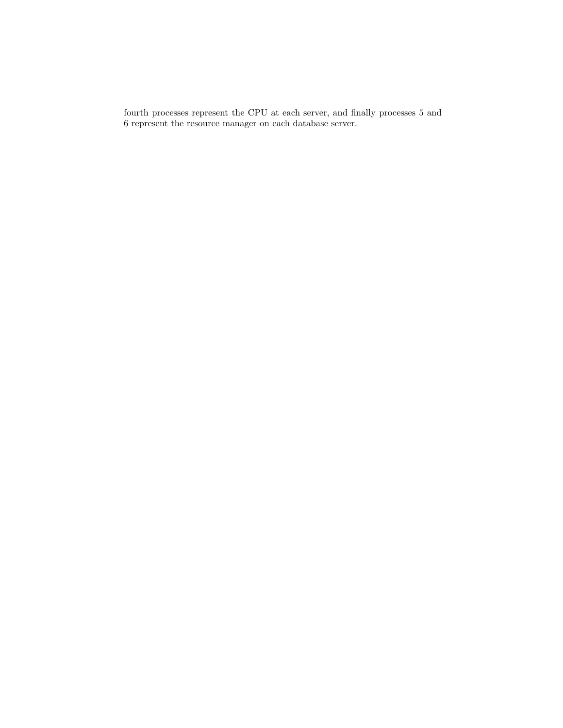fourth processes represent the CPU at each server, and finally processes 5 and 6 represent the resource manager on each database server.